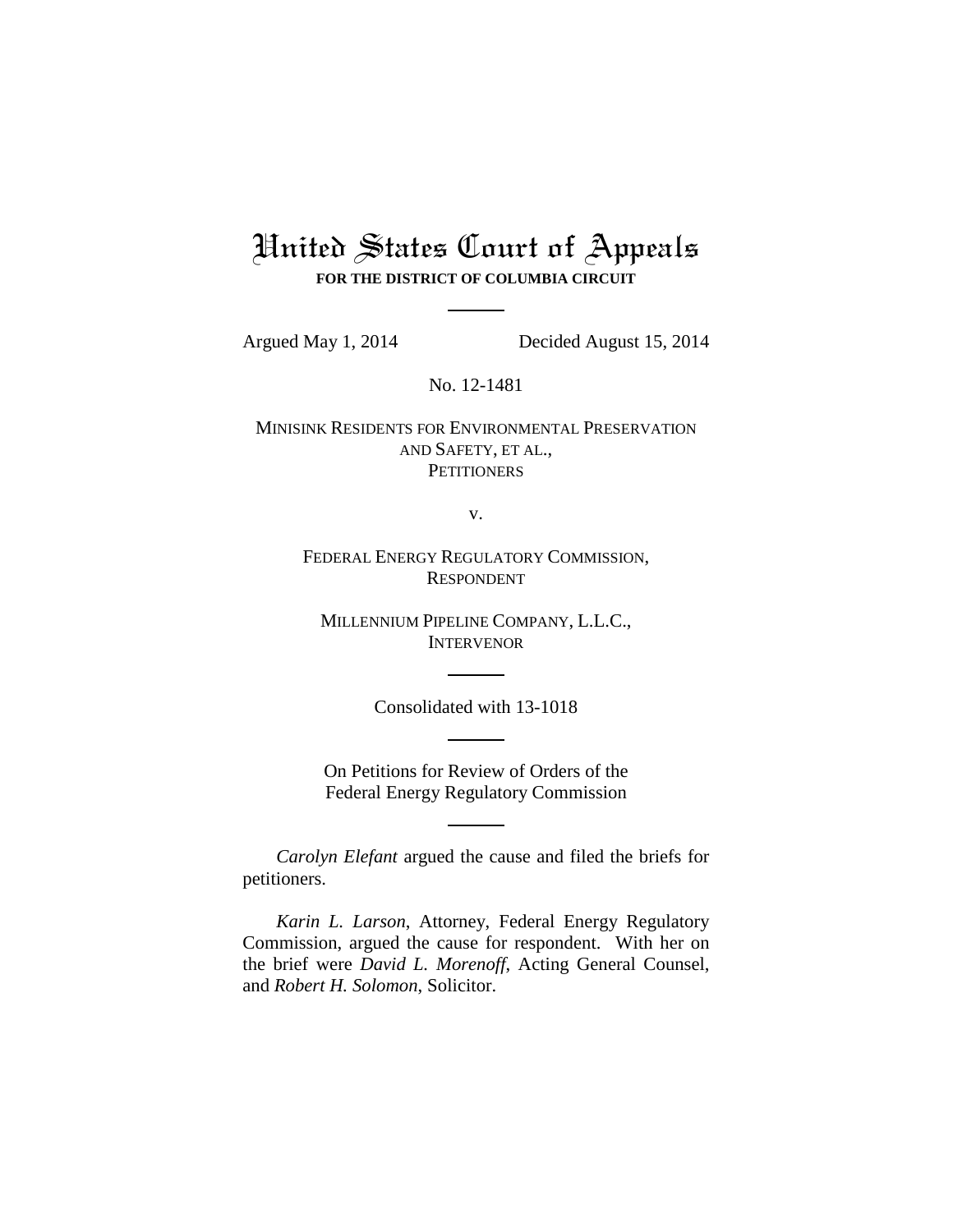# United States Court of Appeals

**FOR THE DISTRICT OF COLUMBIA CIRCUIT**

---

Argued May 1, 2014 Decided August 15, 2014

No. 12-1481

MINISINK RESIDENTS FOR ENVIRONMENTAL PRESERVATION AND SAFETY, ET AL.,
PETITIONERS

v.

FEDERAL ENERGY REGULATORY COMMISSION,
RESPONDENT

MILLENNIUM PIPELINE COMPANY, L.L.C.,
INTERVENOR

---

Consolidated with 13-1018

---

On Petitions for Review of Orders of the Federal Energy Regulatory Commission

---

*Carolyn Elefant* argued the cause and filed the briefs for petitioners.

*Karin L. Larson*, Attorney, Federal Energy Regulatory Commission, argued the cause for respondent. With her on the brief were *David L. Morenoff*, Acting General Counsel, and *Robert H. Solomon*, Solicitor.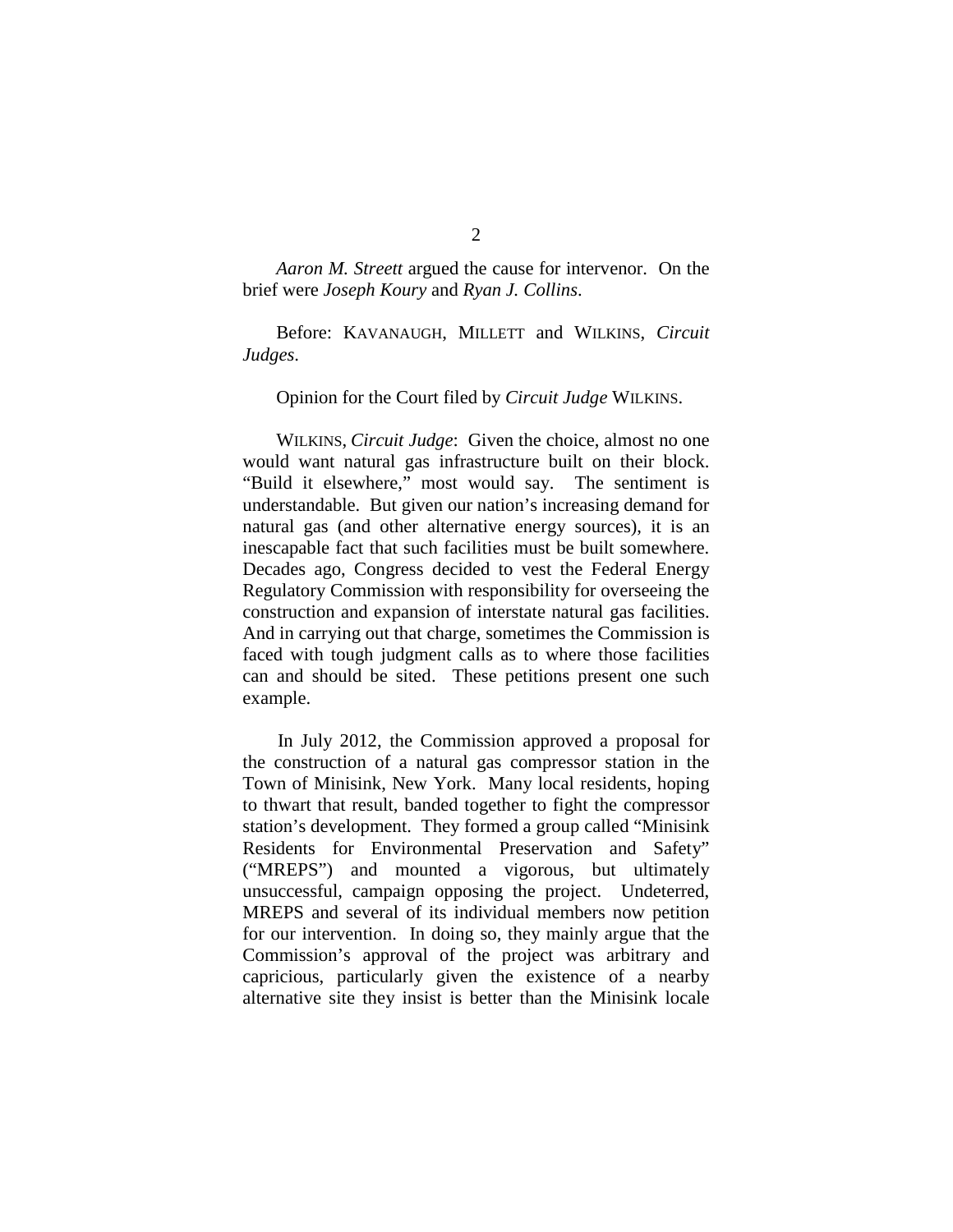*Aaron M. Streett* argued the cause for intervenor. On the brief were *Joseph Koury* and *Ryan J. Collins*.

Before: KAVANAUGH, MILLETT and WILKINS, *Circuit Judges*.

Opinion for the Court filed by *Circuit Judge* WILKINS.

WILKINS, *Circuit Judge*: Given the choice, almost no one would want natural gas infrastructure built on their block. "Build it elsewhere," most would say. The sentiment is understandable. But given our nation's increasing demand for natural gas (and other alternative energy sources), it is an inescapable fact that such facilities must be built somewhere. Decades ago, Congress decided to vest the Federal Energy Regulatory Commission with responsibility for overseeing the construction and expansion of interstate natural gas facilities. And in carrying out that charge, sometimes the Commission is faced with tough judgment calls as to where those facilities can and should be sited. These petitions present one such example.

In July 2012, the Commission approved a proposal for the construction of a natural gas compressor station in the Town of Minisink, New York. Many local residents, hoping to thwart that result, banded together to fight the compressor station's development. They formed a group called "Minisink Residents for Environmental Preservation and Safety" ("MREPS") and mounted a vigorous, but ultimately unsuccessful, campaign opposing the project. Undeterred, MREPS and several of its individual members now petition for our intervention. In doing so, they mainly argue that the Commission's approval of the project was arbitrary and capricious, particularly given the existence of a nearby alternative site they insist is better than the Minisink locale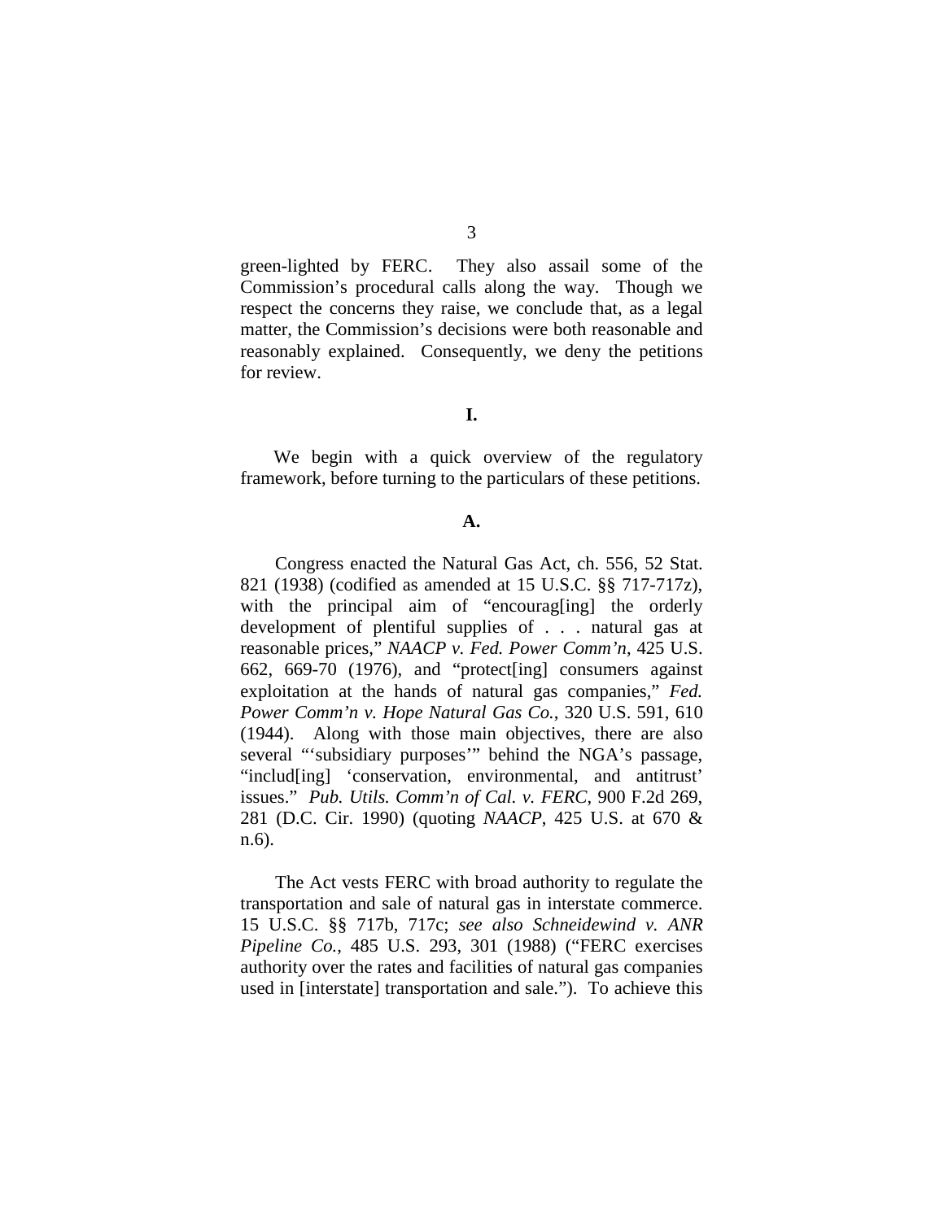green-lighted by FERC. They also assail some of the Commission's procedural calls along the way. Though we respect the concerns they raise, we conclude that, as a legal matter, the Commission's decisions were both reasonable and reasonably explained. Consequently, we deny the petitions for review.

## I.

We begin with a quick overview of the regulatory framework, before turning to the particulars of these petitions.

### A.

Congress enacted the Natural Gas Act, ch. 556, 52 Stat. 821 (1938) (codified as amended at 15 U.S.C. §§ 717-717z), with the principal aim of "encourag[ing] the orderly development of plentiful supplies of . . . natural gas at reasonable prices," *NAACP v. Fed. Power Comm'n*, 425 U.S. 662, 669-70 (1976), and "protect[ing] consumers against exploitation at the hands of natural gas companies," *Fed. Power Comm'n v. Hope Natural Gas Co.*, 320 U.S. 591, 610 (1944). Along with those main objectives, there are also several "'subsidiary purposes'" behind the NGA's passage, "includ[ing] 'conservation, environmental, and antitrust' issues." *Pub. Utils. Comm'n of Cal. v. FERC*, 900 F.2d 269, 281 (D.C. Cir. 1990) (quoting *NAACP*, 425 U.S. at 670 & n.6).

The Act vests FERC with broad authority to regulate the transportation and sale of natural gas in interstate commerce. 15 U.S.C. §§ 717b, 717c; *see also Schneidewind v. ANR Pipeline Co.*, 485 U.S. 293, 301 (1988) ("FERC exercises authority over the rates and facilities of natural gas companies used in [interstate] transportation and sale."). To achieve this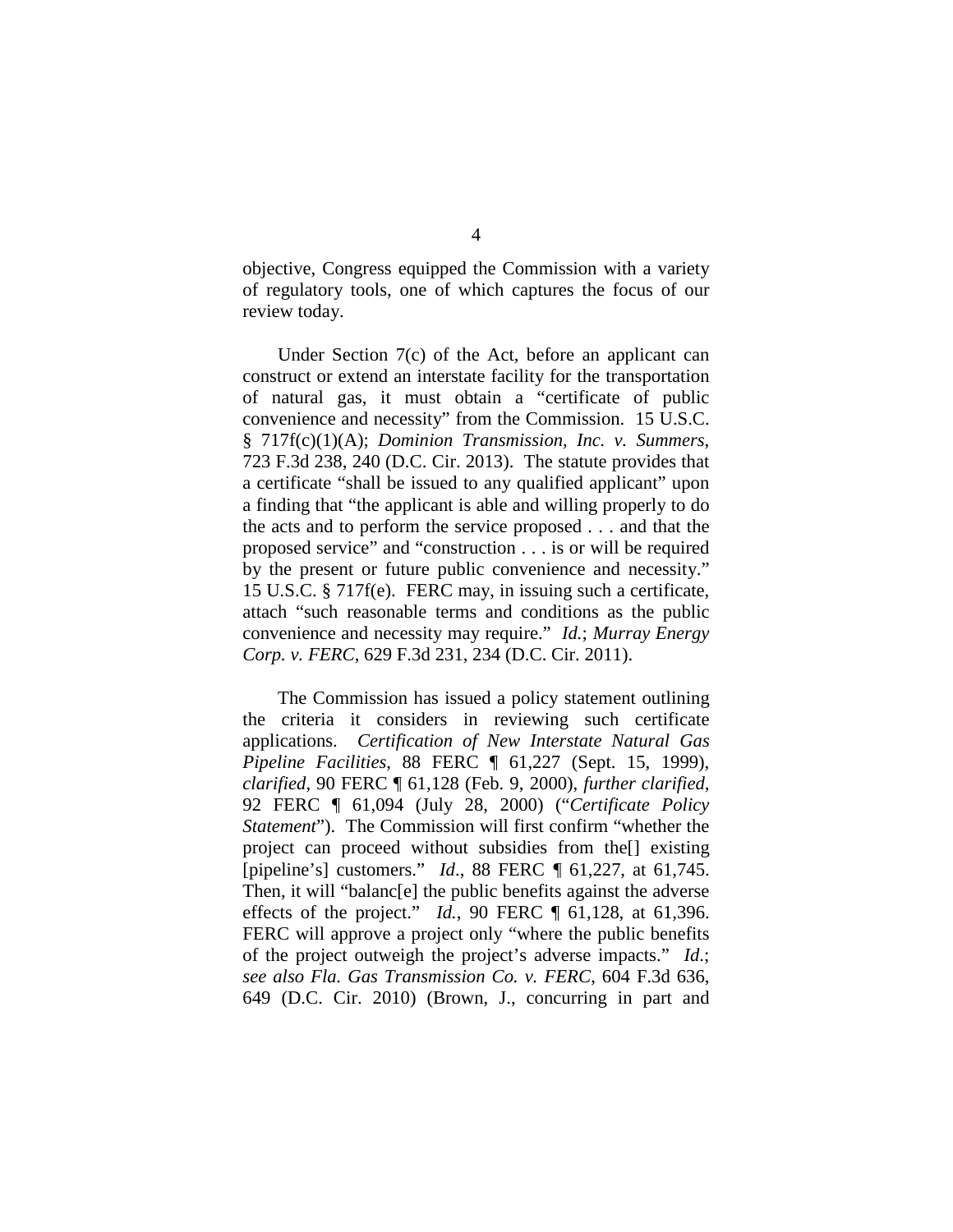objective, Congress equipped the Commission with a variety of regulatory tools, one of which captures the focus of our review today.

Under Section 7(c) of the Act, before an applicant can construct or extend an interstate facility for the transportation of natural gas, it must obtain a "certificate of public convenience and necessity" from the Commission. 15 U.S.C. § 717f(c)(1)(A); *Dominion Transmission, Inc. v. Summers*, 723 F.3d 238, 240 (D.C. Cir. 2013). The statute provides that a certificate "shall be issued to any qualified applicant" upon a finding that "the applicant is able and willing properly to do the acts and to perform the service proposed . . . and that the proposed service" and "construction . . . is or will be required by the present or future public convenience and necessity." 15 U.S.C. § 717f(e). FERC may, in issuing such a certificate, attach "such reasonable terms and conditions as the public convenience and necessity may require." *Id.*; *Murray Energy Corp. v. FERC*, 629 F.3d 231, 234 (D.C. Cir. 2011).

The Commission has issued a policy statement outlining the criteria it considers in reviewing such certificate applications. *Certification of New Interstate Natural Gas Pipeline Facilities*, 88 FERC ¶ 61,227 (Sept. 15, 1999), *clarified*, 90 FERC ¶ 61,128 (Feb. 9, 2000), *further clarified*, 92 FERC ¶ 61,094 (July 28, 2000) ("*Certificate Policy Statement*"). The Commission will first confirm "whether the project can proceed without subsidies from the[] existing [pipeline's] customers." *Id*., 88 FERC ¶ 61,227, at 61,745. Then, it will "balanc[e] the public benefits against the adverse effects of the project." *Id.*, 90 FERC ¶ 61,128, at 61,396. FERC will approve a project only "where the public benefits of the project outweigh the project's adverse impacts." *Id.*; *see also Fla. Gas Transmission Co. v. FERC*, 604 F.3d 636, 649 (D.C. Cir. 2010) (Brown, J., concurring in part and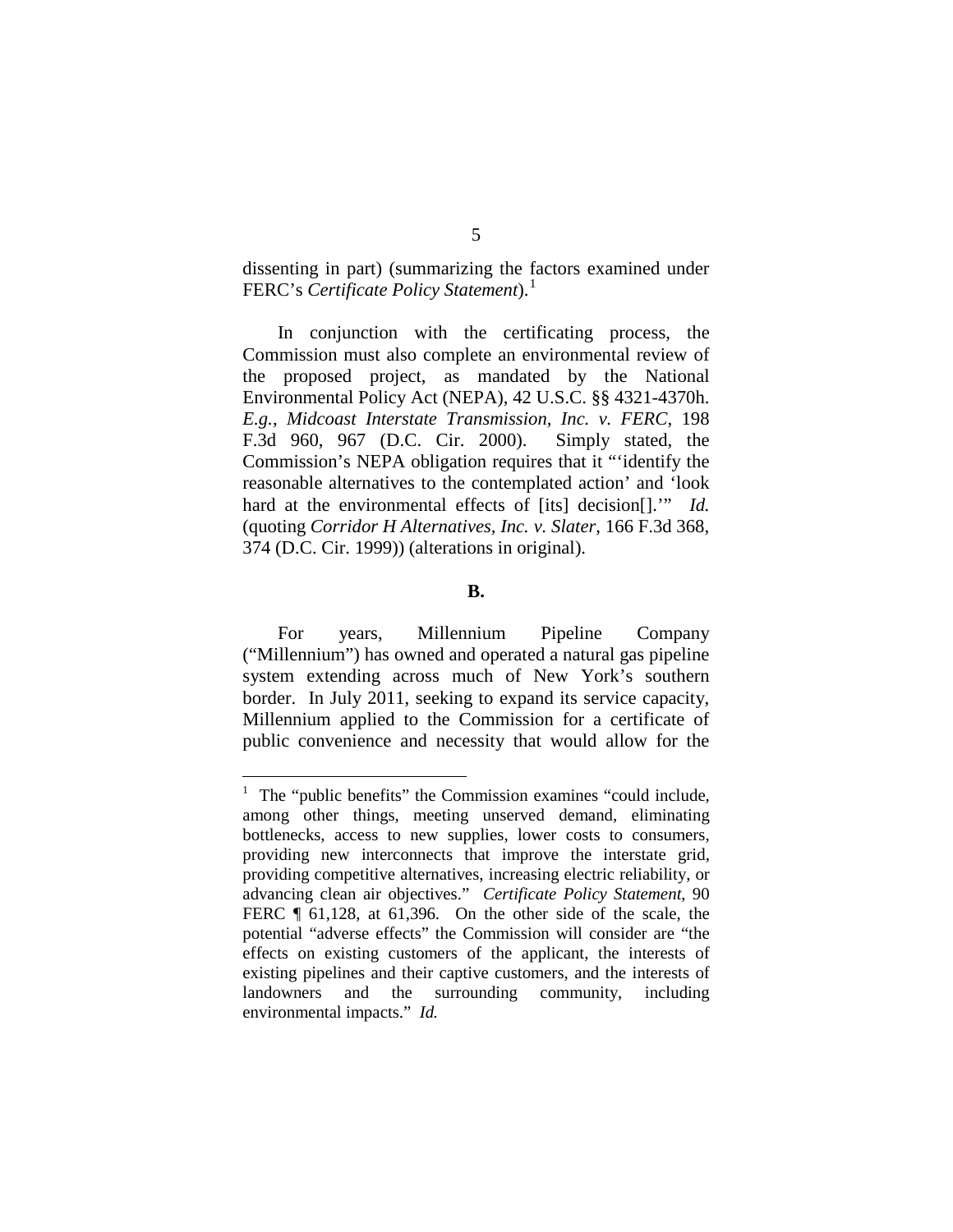dissenting in part) (summarizing the factors examined under FERC's *Certificate Policy Statement*).[1]

In conjunction with the certificating process, the Commission must also complete an environmental review of the proposed project, as mandated by the National Environmental Policy Act (NEPA), 42 U.S.C. §§ 4321-4370h. *E.g.*, *Midcoast Interstate Transmission, Inc. v. FERC*, 198 F.3d 960, 967 (D.C. Cir. 2000). Simply stated, the Commission's NEPA obligation requires that it "'identify the reasonable alternatives to the contemplated action' and 'look hard at the environmental effects of [its] decision[].'" *Id.* (quoting *Corridor H Alternatives, Inc. v. Slater*, 166 F.3d 368, 374 (D.C. Cir. 1999)) (alterations in original).

**B.**

For years, Millennium Pipeline Company ("Millennium") has owned and operated a natural gas pipeline system extending across much of New York's southern border. In July 2011, seeking to expand its service capacity, Millennium applied to the Commission for a certificate of public convenience and necessity that would allow for the

---

[1] The "public benefits" the Commission examines "could include, among other things, meeting unserved demand, eliminating bottlenecks, access to new supplies, lower costs to consumers, providing new interconnects that improve the interstate grid, providing competitive alternatives, increasing electric reliability, or advancing clean air objectives." *Certificate Policy Statement*, 90 FERC ¶ 61,128, at 61,396. On the other side of the scale, the potential "adverse effects" the Commission will consider are "the effects on existing customers of the applicant, the interests of existing pipelines and their captive customers, and the interests of landowners and the surrounding community, including environmental impacts." *Id.*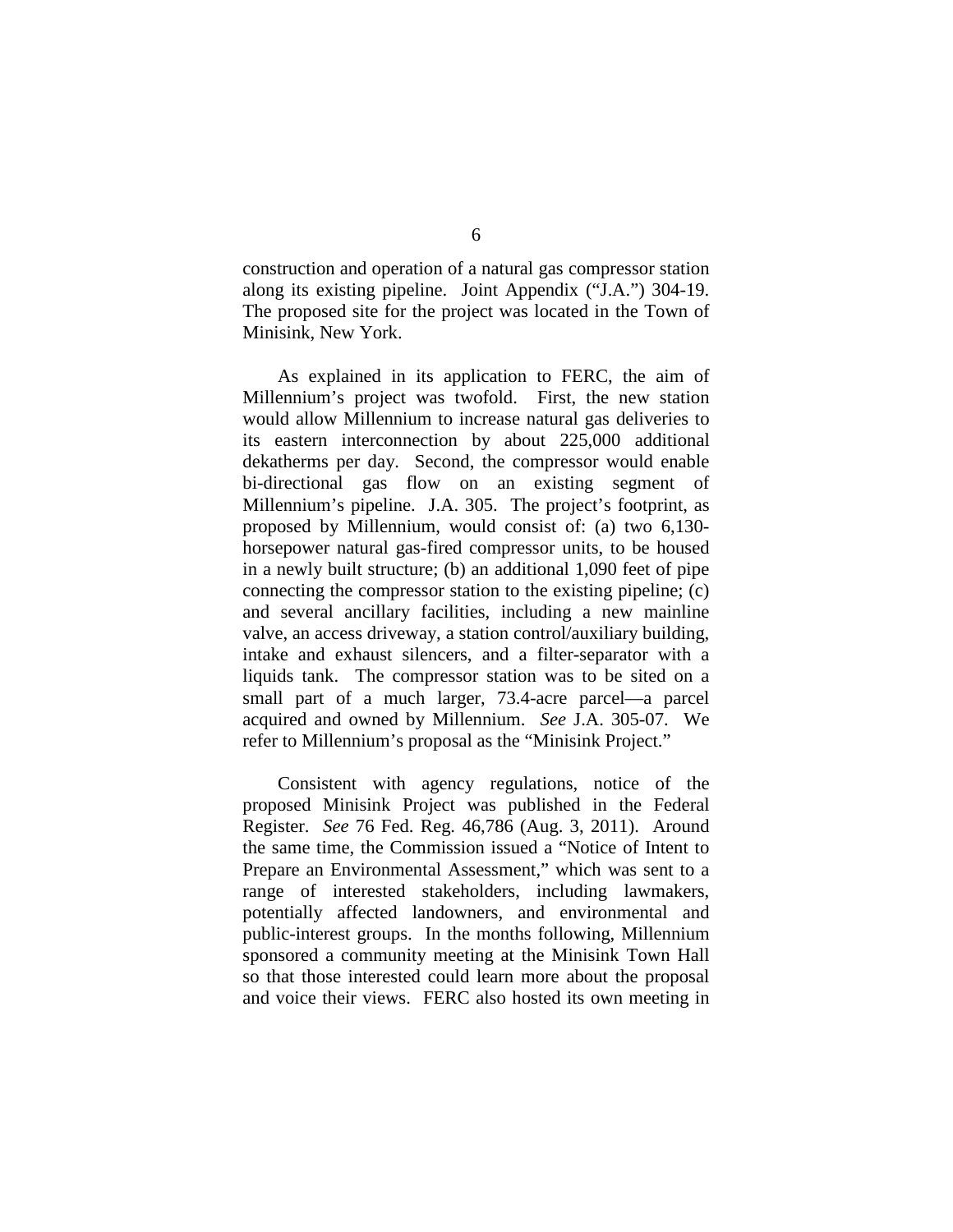construction and operation of a natural gas compressor station along its existing pipeline. Joint Appendix ("J.A.") 304-19. The proposed site for the project was located in the Town of Minisink, New York.

As explained in its application to FERC, the aim of Millennium's project was twofold. First, the new station would allow Millennium to increase natural gas deliveries to its eastern interconnection by about 225,000 additional dekatherms per day. Second, the compressor would enable bi-directional gas flow on an existing segment of Millennium's pipeline. J.A. 305. The project's footprint, as proposed by Millennium, would consist of: (a) two 6,130-horsepower natural gas-fired compressor units, to be housed in a newly built structure; (b) an additional 1,090 feet of pipe connecting the compressor station to the existing pipeline; (c) and several ancillary facilities, including a new mainline valve, an access driveway, a station control/auxiliary building, intake and exhaust silencers, and a filter-separator with a liquids tank. The compressor station was to be sited on a small part of a much larger, 73.4-acre parcel—a parcel acquired and owned by Millennium. *See* J.A. 305-07. We refer to Millennium's proposal as the "Minisink Project."

Consistent with agency regulations, notice of the proposed Minisink Project was published in the Federal Register. *See* 76 Fed. Reg. 46,786 (Aug. 3, 2011). Around the same time, the Commission issued a "Notice of Intent to Prepare an Environmental Assessment," which was sent to a range of interested stakeholders, including lawmakers, potentially affected landowners, and environmental and public-interest groups. In the months following, Millennium sponsored a community meeting at the Minisink Town Hall so that those interested could learn more about the proposal and voice their views. FERC also hosted its own meeting in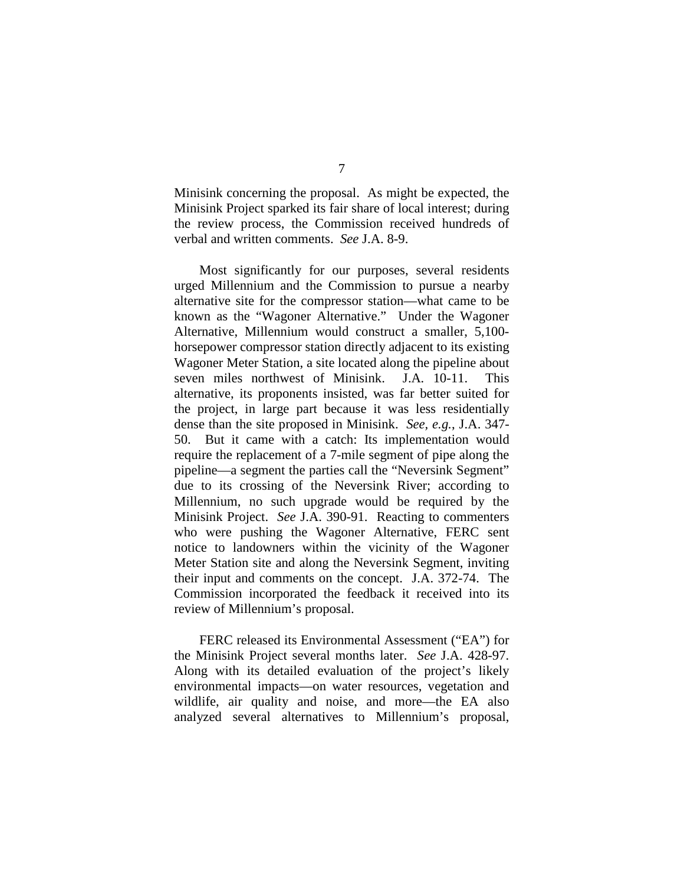Minisink concerning the proposal. As might be expected, the Minisink Project sparked its fair share of local interest; during the review process, the Commission received hundreds of verbal and written comments. *See* J.A. 8-9.

Most significantly for our purposes, several residents urged Millennium and the Commission to pursue a nearby alternative site for the compressor station—what came to be known as the "Wagoner Alternative." Under the Wagoner Alternative, Millennium would construct a smaller, 5,100-horsepower compressor station directly adjacent to its existing Wagoner Meter Station, a site located along the pipeline about seven miles northwest of Minisink. J.A. 10-11. This alternative, its proponents insisted, was far better suited for the project, in large part because it was less residentially dense than the site proposed in Minisink. *See, e.g.*, J.A. 347-50. But it came with a catch: Its implementation would require the replacement of a 7-mile segment of pipe along the pipeline—a segment the parties call the "Neversink Segment" due to its crossing of the Neversink River; according to Millennium, no such upgrade would be required by the Minisink Project. *See* J.A. 390-91. Reacting to commenters who were pushing the Wagoner Alternative, FERC sent notice to landowners within the vicinity of the Wagoner Meter Station site and along the Neversink Segment, inviting their input and comments on the concept. J.A. 372-74. The Commission incorporated the feedback it received into its review of Millennium's proposal.

FERC released its Environmental Assessment ("EA") for the Minisink Project several months later. *See* J.A. 428-97. Along with its detailed evaluation of the project's likely environmental impacts—on water resources, vegetation and wildlife, air quality and noise, and more—the EA also analyzed several alternatives to Millennium's proposal,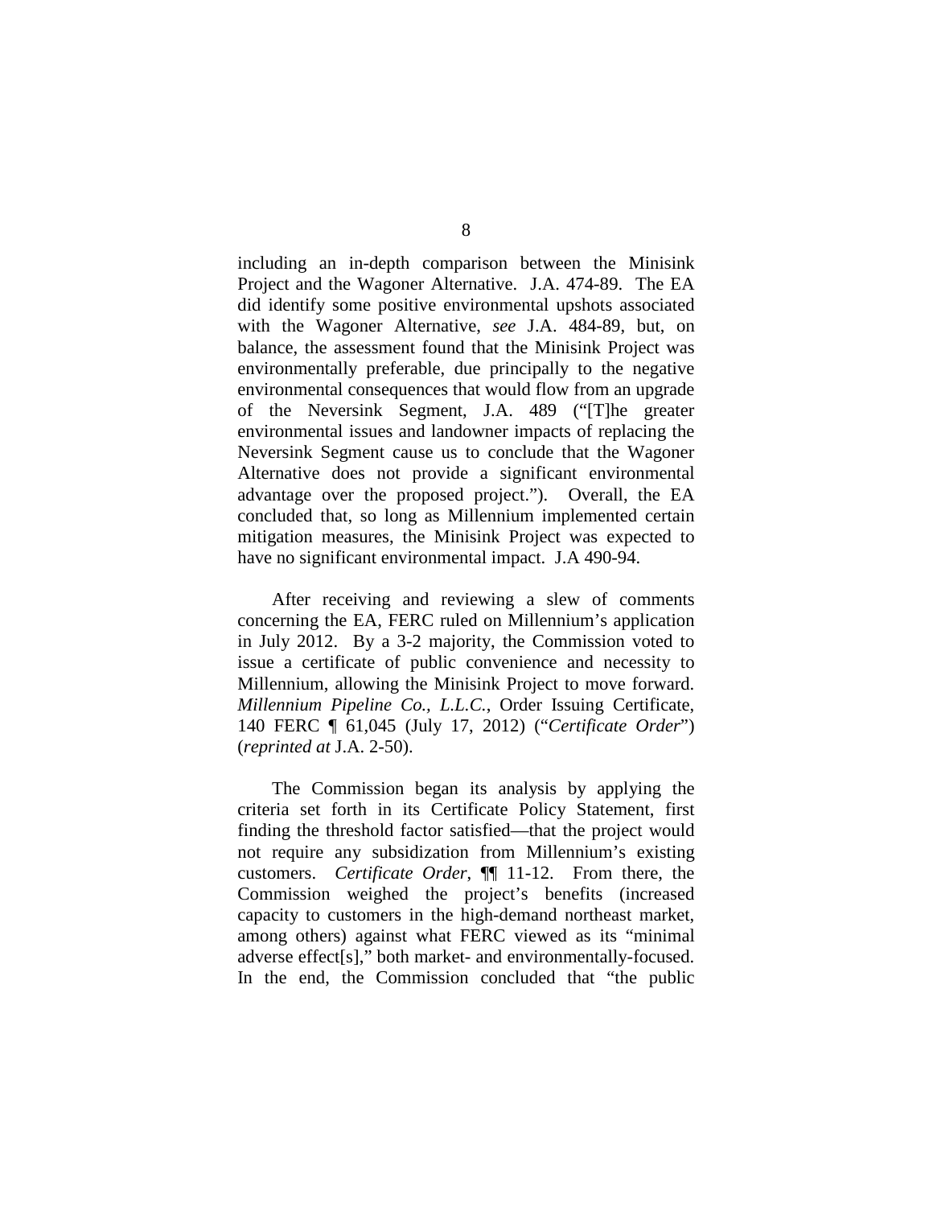including an in-depth comparison between the Minisink Project and the Wagoner Alternative. J.A. 474-89. The EA did identify some positive environmental upshots associated with the Wagoner Alternative, *see* J.A. 484-89, but, on balance, the assessment found that the Minisink Project was environmentally preferable, due principally to the negative environmental consequences that would flow from an upgrade of the Neversink Segment, J.A. 489 ("[T]he greater environmental issues and landowner impacts of replacing the Neversink Segment cause us to conclude that the Wagoner Alternative does not provide a significant environmental advantage over the proposed project."). Overall, the EA concluded that, so long as Millennium implemented certain mitigation measures, the Minisink Project was expected to have no significant environmental impact. J.A 490-94.

After receiving and reviewing a slew of comments concerning the EA, FERC ruled on Millennium's application in July 2012. By a 3-2 majority, the Commission voted to issue a certificate of public convenience and necessity to Millennium, allowing the Minisink Project to move forward. *Millennium Pipeline Co., L.L.C.*, Order Issuing Certificate, 140 FERC ¶ 61,045 (July 17, 2012) ("*Certificate Order*") (*reprinted at* J.A. 2-50).

The Commission began its analysis by applying the criteria set forth in its Certificate Policy Statement, first finding the threshold factor satisfied—that the project would not require any subsidization from Millennium's existing customers. *Certificate Order*, ¶¶ 11-12. From there, the Commission weighed the project's benefits (increased capacity to customers in the high-demand northeast market, among others) against what FERC viewed as its "minimal adverse effect[s]," both market- and environmentally-focused. In the end, the Commission concluded that "the public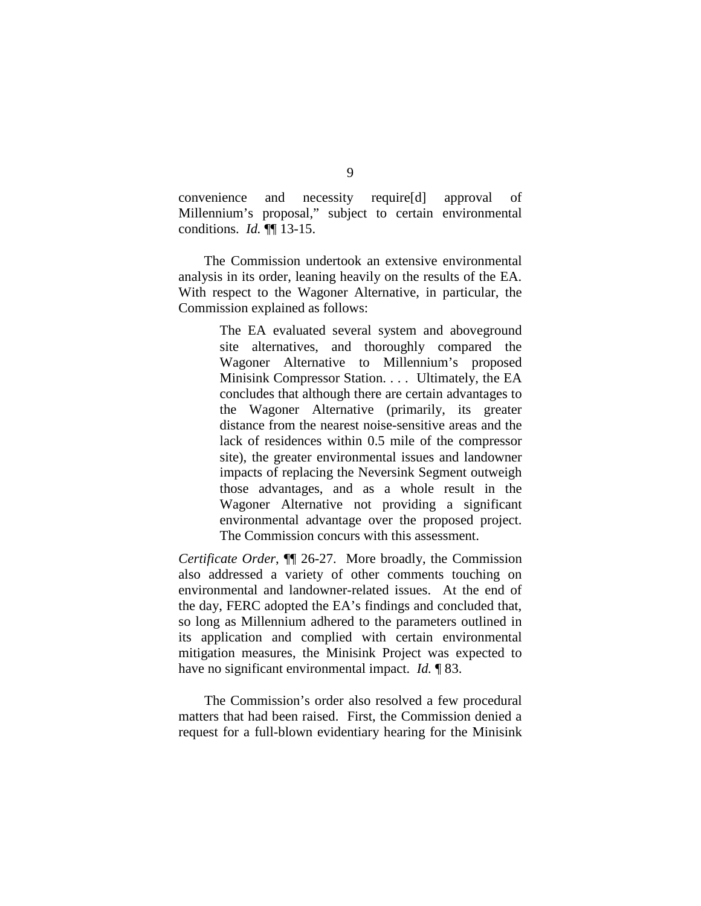convenience and necessity require[d] approval of Millennium's proposal," subject to certain environmental conditions. *Id.* ¶¶ 13-15.

The Commission undertook an extensive environmental analysis in its order, leaning heavily on the results of the EA. With respect to the Wagoner Alternative, in particular, the Commission explained as follows:

> The EA evaluated several system and aboveground site alternatives, and thoroughly compared the Wagoner Alternative to Millennium's proposed Minisink Compressor Station. . . . Ultimately, the EA concludes that although there are certain advantages to the Wagoner Alternative (primarily, its greater distance from the nearest noise-sensitive areas and the lack of residences within 0.5 mile of the compressor site), the greater environmental issues and landowner impacts of replacing the Neversink Segment outweigh those advantages, and as a whole result in the Wagoner Alternative not providing a significant environmental advantage over the proposed project. The Commission concurs with this assessment.

*Certificate Order*, ¶¶ 26-27. More broadly, the Commission also addressed a variety of other comments touching on environmental and landowner-related issues. At the end of the day, FERC adopted the EA's findings and concluded that, so long as Millennium adhered to the parameters outlined in its application and complied with certain environmental mitigation measures, the Minisink Project was expected to have no significant environmental impact. *Id.* ¶ 83.

The Commission's order also resolved a few procedural matters that had been raised. First, the Commission denied a request for a full-blown evidentiary hearing for the Minisink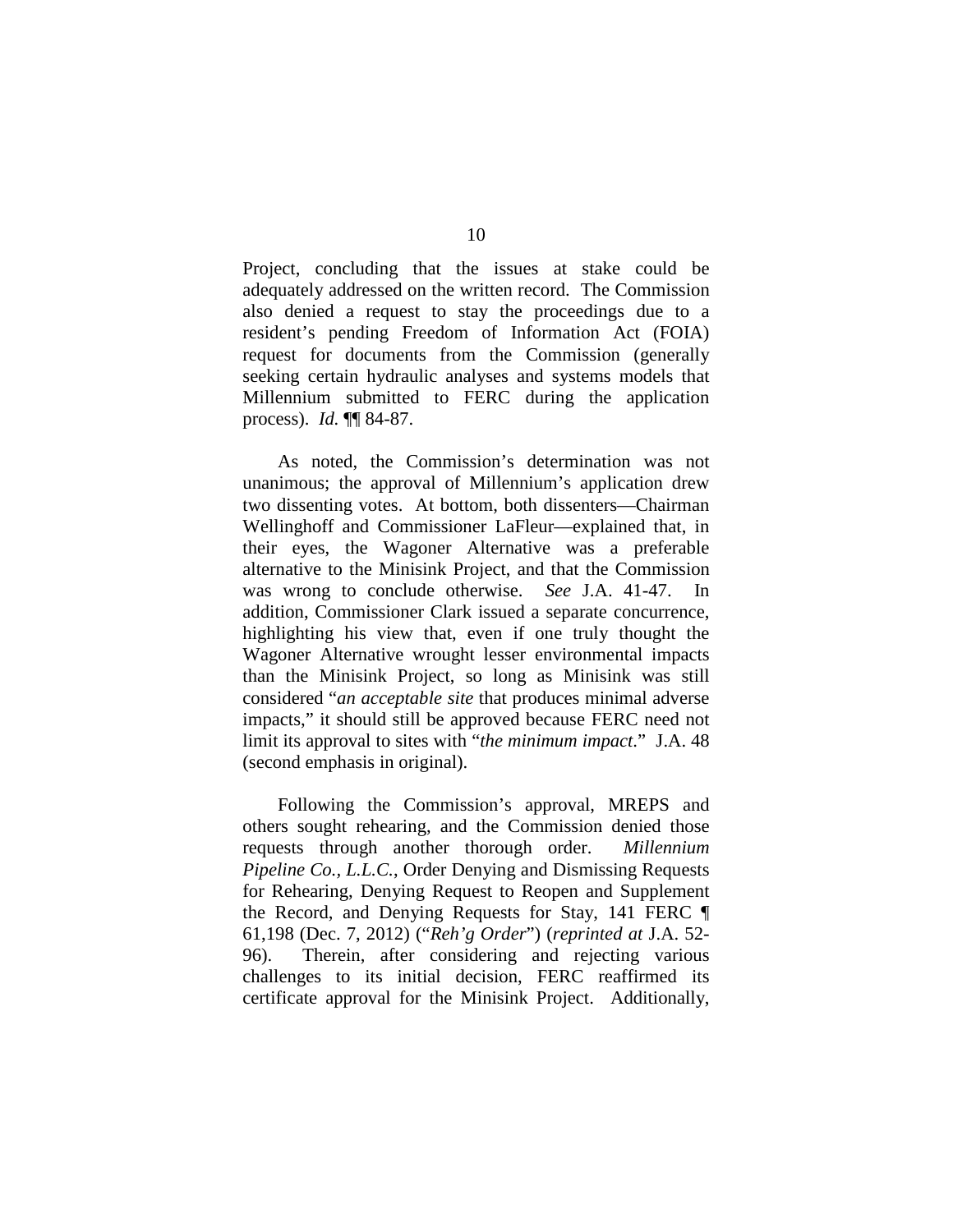Project, concluding that the issues at stake could be adequately addressed on the written record. The Commission also denied a request to stay the proceedings due to a resident's pending Freedom of Information Act (FOIA) request for documents from the Commission (generally seeking certain hydraulic analyses and systems models that Millennium submitted to FERC during the application process). *Id.* ¶¶ 84-87.

As noted, the Commission's determination was not unanimous; the approval of Millennium's application drew two dissenting votes. At bottom, both dissenters—Chairman Wellinghoff and Commissioner LaFleur—explained that, in their eyes, the Wagoner Alternative was a preferable alternative to the Minisink Project, and that the Commission was wrong to conclude otherwise. *See* J.A. 41-47. In addition, Commissioner Clark issued a separate concurrence, highlighting his view that, even if one truly thought the Wagoner Alternative wrought lesser environmental impacts than the Minisink Project, so long as Minisink was still considered "*an acceptable site* that produces minimal adverse impacts," it should still be approved because FERC need not limit its approval to sites with "*the minimum impact*." J.A. 48 (second emphasis in original).

Following the Commission's approval, MREPS and others sought rehearing, and the Commission denied those requests through another thorough order. *Millennium Pipeline Co., L.L.C.*, Order Denying and Dismissing Requests for Rehearing, Denying Request to Reopen and Supplement the Record, and Denying Requests for Stay, 141 FERC ¶ 61,198 (Dec. 7, 2012) ("*Reh'g Order*") (*reprinted at* J.A. 52-96). Therein, after considering and rejecting various challenges to its initial decision, FERC reaffirmed its certificate approval for the Minisink Project. Additionally,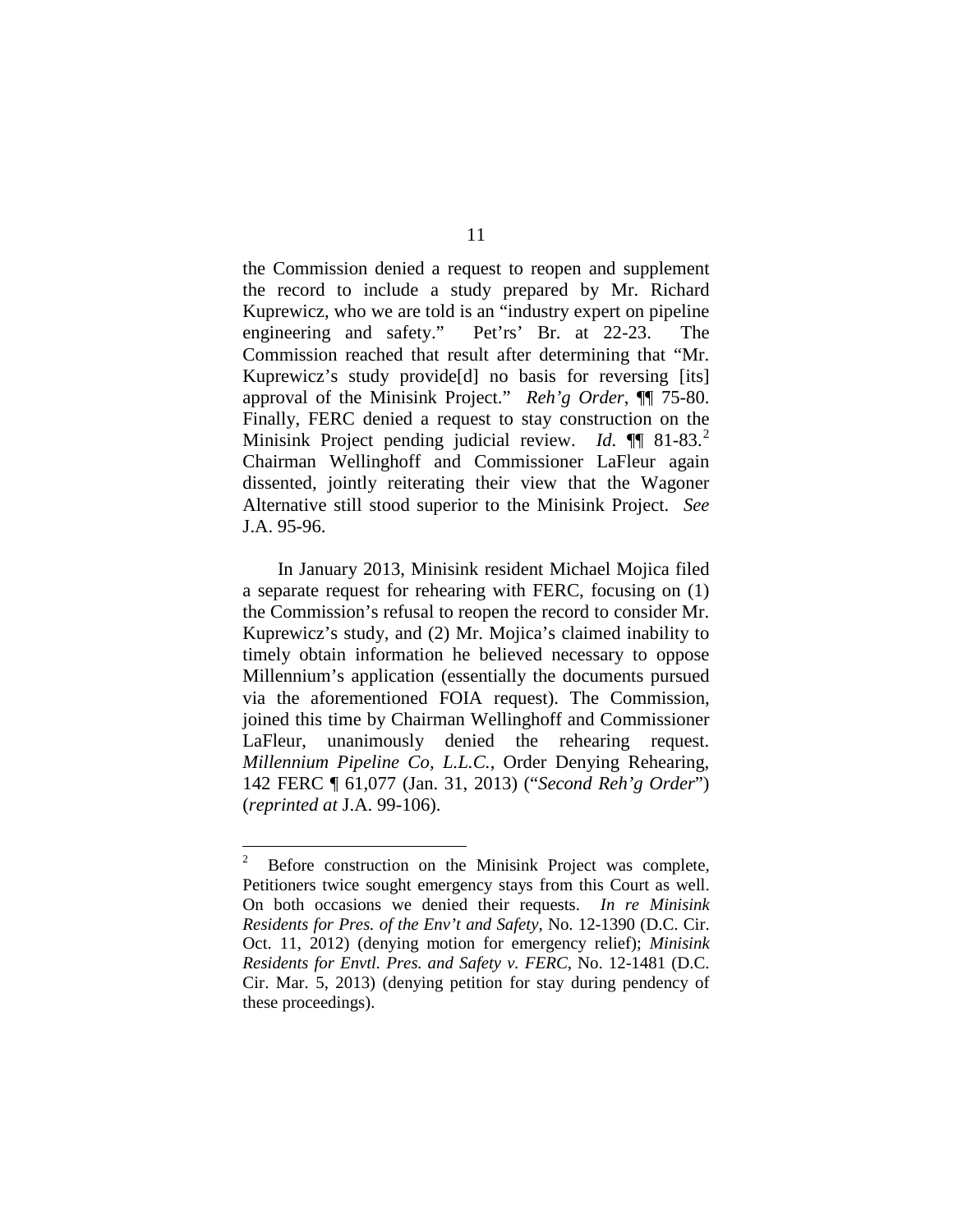the Commission denied a request to reopen and supplement the record to include a study prepared by Mr. Richard Kuprewicz, who we are told is an "industry expert on pipeline engineering and safety." Pet'rs' Br. at 22-23. The Commission reached that result after determining that "Mr. Kuprewicz's study provide[d] no basis for reversing [its] approval of the Minisink Project." *Reh'g Order*, ¶¶ 75-80. Finally, FERC denied a request to stay construction on the Minisink Project pending judicial review. *Id.* ¶¶ 81-83.[2] Chairman Wellinghoff and Commissioner LaFleur again dissented, jointly reiterating their view that the Wagoner Alternative still stood superior to the Minisink Project. *See* J.A. 95-96.

In January 2013, Minisink resident Michael Mojica filed a separate request for rehearing with FERC, focusing on (1) the Commission's refusal to reopen the record to consider Mr. Kuprewicz's study, and (2) Mr. Mojica's claimed inability to timely obtain information he believed necessary to oppose Millennium's application (essentially the documents pursued via the aforementioned FOIA request). The Commission, joined this time by Chairman Wellinghoff and Commissioner LaFleur, unanimously denied the rehearing request. *Millennium Pipeline Co, L.L.C.*, Order Denying Rehearing, 142 FERC ¶ 61,077 (Jan. 31, 2013) ("*Second Reh'g Order*") (*reprinted at* J.A. 99-106).

---

[2] Before construction on the Minisink Project was complete, Petitioners twice sought emergency stays from this Court as well. On both occasions we denied their requests. *In re Minisink Residents for Pres. of the Env't and Safety*, No. 12-1390 (D.C. Cir. Oct. 11, 2012) (denying motion for emergency relief); *Minisink Residents for Envtl. Pres. and Safety v. FERC*, No. 12-1481 (D.C. Cir. Mar. 5, 2013) (denying petition for stay during pendency of these proceedings).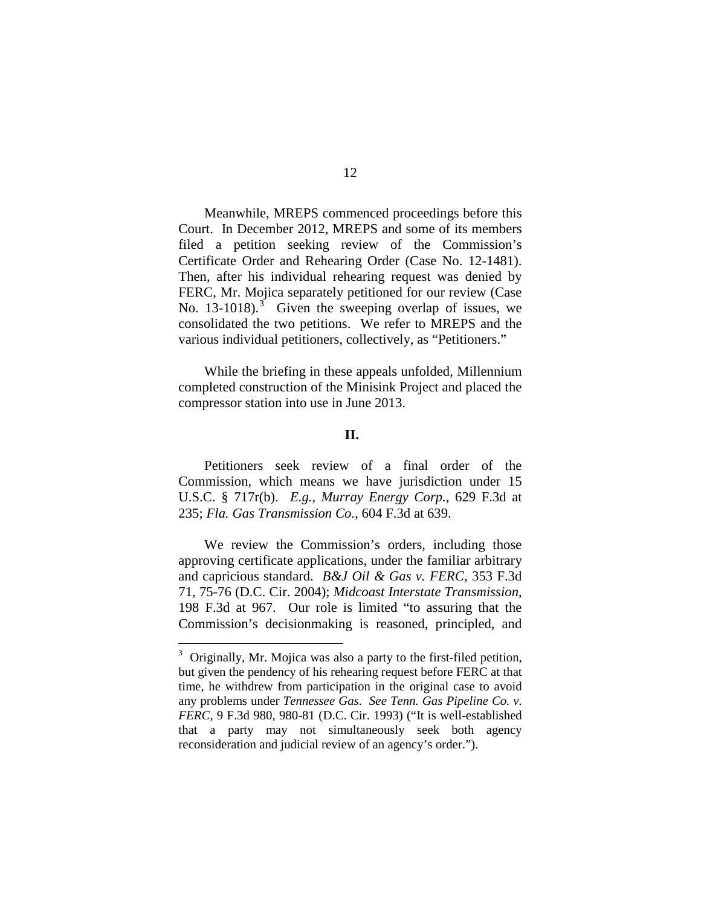Meanwhile, MREPS commenced proceedings before this Court. In December 2012, MREPS and some of its members filed a petition seeking review of the Commission's Certificate Order and Rehearing Order (Case No. 12-1481). Then, after his individual rehearing request was denied by FERC, Mr. Mojica separately petitioned for our review (Case No. 13-1018).[3] Given the sweeping overlap of issues, we consolidated the two petitions. We refer to MREPS and the various individual petitioners, collectively, as "Petitioners."

While the briefing in these appeals unfolded, Millennium completed construction of the Minisink Project and placed the compressor station into use in June 2013.

## II.

Petitioners seek review of a final order of the Commission, which means we have jurisdiction under 15 U.S.C. § 717r(b). *E.g.*, *Murray Energy Corp.*, 629 F.3d at 235; *Fla. Gas Transmission Co.*, 604 F.3d at 639.

We review the Commission's orders, including those approving certificate applications, under the familiar arbitrary and capricious standard. *B&J Oil & Gas v. FERC*, 353 F.3d 71, 75-76 (D.C. Cir. 2004); *Midcoast Interstate Transmission*, 198 F.3d at 967. Our role is limited "to assuring that the Commission's decisionmaking is reasoned, principled, and

---

[3] Originally, Mr. Mojica was also a party to the first-filed petition, but given the pendency of his rehearing request before FERC at that time, he withdrew from participation in the original case to avoid any problems under *Tennessee Gas*. *See Tenn. Gas Pipeline Co. v. FERC*, 9 F.3d 980, 980-81 (D.C. Cir. 1993) ("It is well-established that a party may not simultaneously seek both agency reconsideration and judicial review of an agency's order.").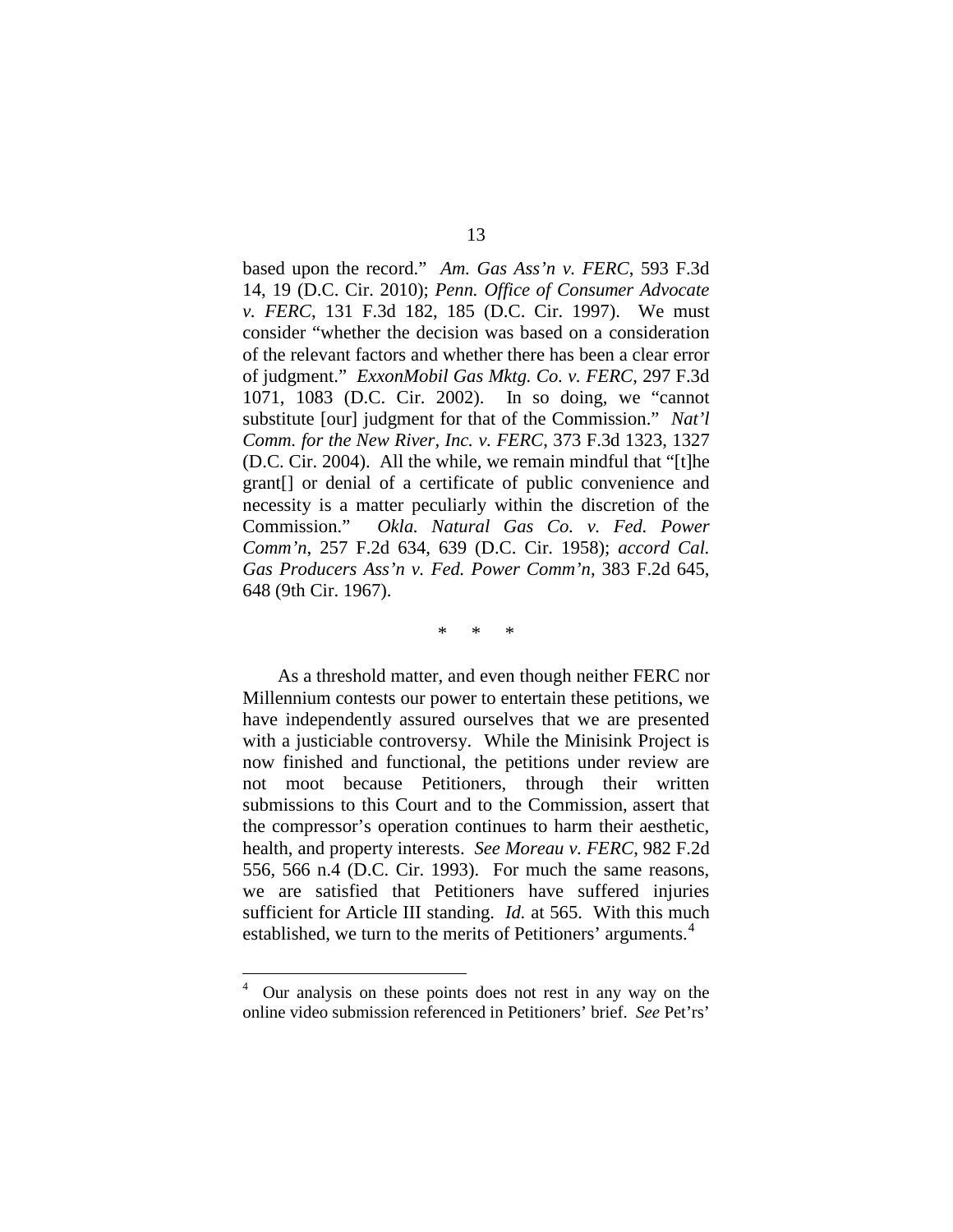based upon the record." *Am. Gas Ass'n v. FERC*, 593 F.3d 14, 19 (D.C. Cir. 2010); *Penn. Office of Consumer Advocate v. FERC*, 131 F.3d 182, 185 (D.C. Cir. 1997). We must consider "whether the decision was based on a consideration of the relevant factors and whether there has been a clear error of judgment." *ExxonMobil Gas Mktg. Co. v. FERC*, 297 F.3d 1071, 1083 (D.C. Cir. 2002). In so doing, we "cannot substitute [our] judgment for that of the Commission." *Nat'l Comm. for the New River, Inc. v. FERC*, 373 F.3d 1323, 1327 (D.C. Cir. 2004). All the while, we remain mindful that "[t]he grant[] or denial of a certificate of public convenience and necessity is a matter peculiarly within the discretion of the Commission." *Okla. Natural Gas Co. v. Fed. Power Comm'n*, 257 F.2d 634, 639 (D.C. Cir. 1958); *accord Cal. Gas Producers Ass'n v. Fed. Power Comm'n*, 383 F.2d 645, 648 (9th Cir. 1967).

\* \* \*

As a threshold matter, and even though neither FERC nor Millennium contests our power to entertain these petitions, we have independently assured ourselves that we are presented with a justiciable controversy. While the Minisink Project is now finished and functional, the petitions under review are not moot because Petitioners, through their written submissions to this Court and to the Commission, assert that the compressor's operation continues to harm their aesthetic, health, and property interests. *See Moreau v. FERC*, 982 F.2d 556, 566 n.4 (D.C. Cir. 1993). For much the same reasons, we are satisfied that Petitioners have suffered injuries sufficient for Article III standing. *Id.* at 565. With this much established, we turn to the merits of Petitioners' arguments.[4]

[4] Our analysis on these points does not rest in any way on the online video submission referenced in Petitioners' brief. *See* Pet'rs'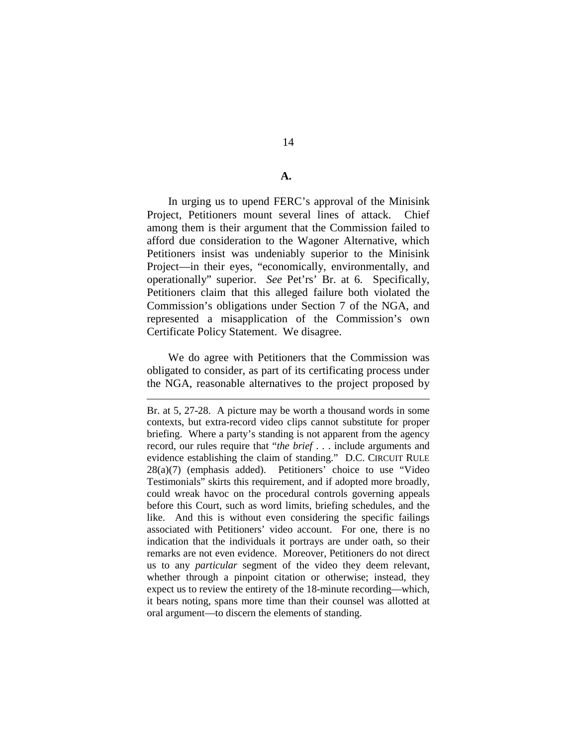### A.

In urging us to upend FERC's approval of the Minisink Project, Petitioners mount several lines of attack. Chief among them is their argument that the Commission failed to afford due consideration to the Wagoner Alternative, which Petitioners insist was undeniably superior to the Minisink Project—in their eyes, "economically, environmentally, and operationally" superior. *See* Pet'rs' Br. at 6. Specifically, Petitioners claim that this alleged failure both violated the Commission's obligations under Section 7 of the NGA, and represented a misapplication of the Commission's own Certificate Policy Statement. We disagree.

We do agree with Petitioners that the Commission was obligated to consider, as part of its certificating process under the NGA, reasonable alternatives to the project proposed by

---

Br. at 5, 27-28. A picture may be worth a thousand words in some contexts, but extra-record video clips cannot substitute for proper briefing. Where a party's standing is not apparent from the agency record, our rules require that "*the brief* . . . include arguments and evidence establishing the claim of standing." D.C. CIRCUIT RULE 28(a)(7) (emphasis added). Petitioners' choice to use "Video Testimonials" skirts this requirement, and if adopted more broadly, could wreak havoc on the procedural controls governing appeals before this Court, such as word limits, briefing schedules, and the like. And this is without even considering the specific failings associated with Petitioners' video account. For one, there is no indication that the individuals it portrays are under oath, so their remarks are not even evidence. Moreover, Petitioners do not direct us to any *particular* segment of the video they deem relevant, whether through a pinpoint citation or otherwise; instead, they expect us to review the entirety of the 18-minute recording—which, it bears noting, spans more time than their counsel was allotted at oral argument—to discern the elements of standing.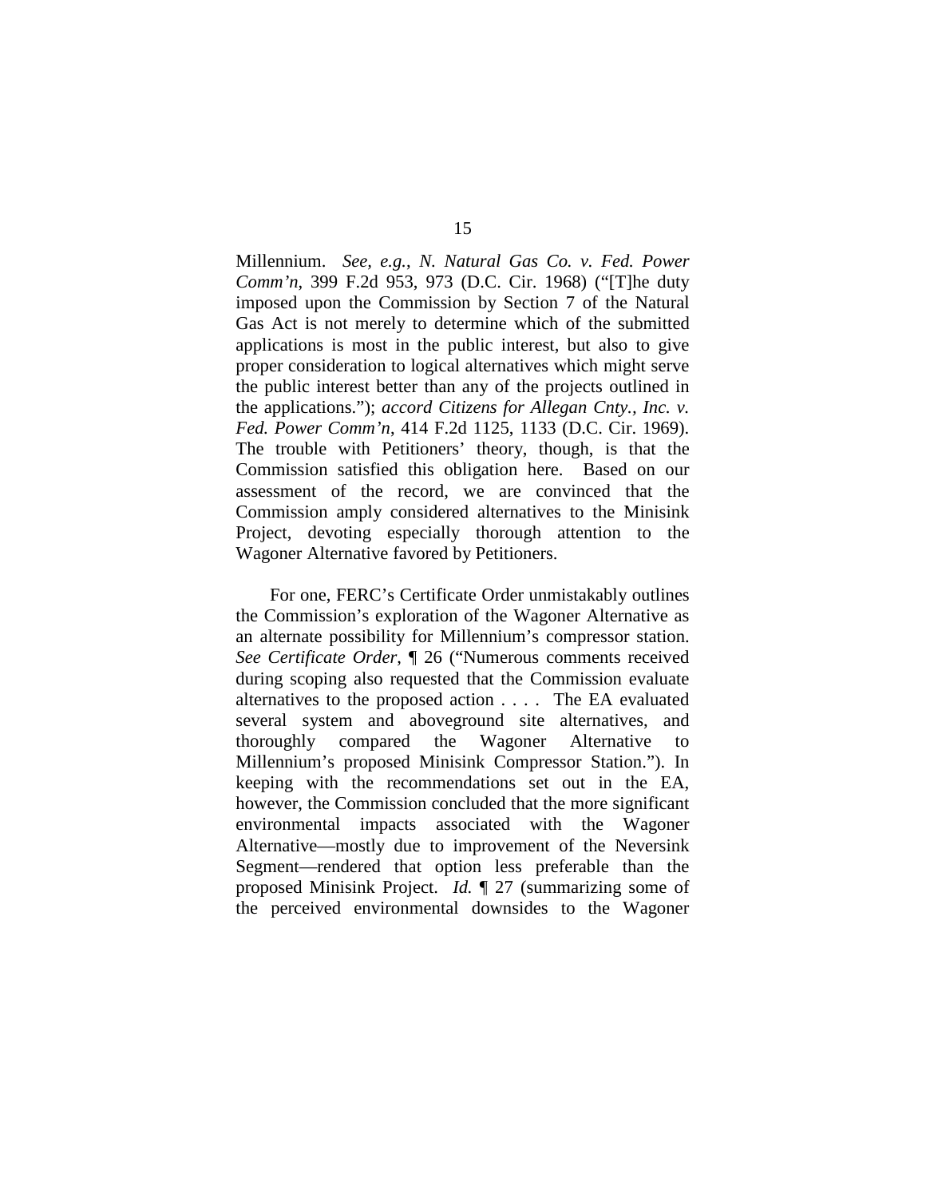Millennium. *See, e.g.*, *N. Natural Gas Co. v. Fed. Power Comm'n*, 399 F.2d 953, 973 (D.C. Cir. 1968) ("[T]he duty imposed upon the Commission by Section 7 of the Natural Gas Act is not merely to determine which of the submitted applications is most in the public interest, but also to give proper consideration to logical alternatives which might serve the public interest better than any of the projects outlined in the applications."); *accord Citizens for Allegan Cnty., Inc. v. Fed. Power Comm'n*, 414 F.2d 1125, 1133 (D.C. Cir. 1969). The trouble with Petitioners' theory, though, is that the Commission satisfied this obligation here. Based on our assessment of the record, we are convinced that the Commission amply considered alternatives to the Minisink Project, devoting especially thorough attention to the Wagoner Alternative favored by Petitioners.

For one, FERC's Certificate Order unmistakably outlines the Commission's exploration of the Wagoner Alternative as an alternate possibility for Millennium's compressor station. *See Certificate Order*, ¶ 26 ("Numerous comments received during scoping also requested that the Commission evaluate alternatives to the proposed action . . . . The EA evaluated several system and aboveground site alternatives, and thoroughly compared the Wagoner Alternative to Millennium's proposed Minisink Compressor Station."). In keeping with the recommendations set out in the EA, however, the Commission concluded that the more significant environmental impacts associated with the Wagoner Alternative—mostly due to improvement of the Neversink Segment—rendered that option less preferable than the proposed Minisink Project. *Id.* ¶ 27 (summarizing some of the perceived environmental downsides to the Wagoner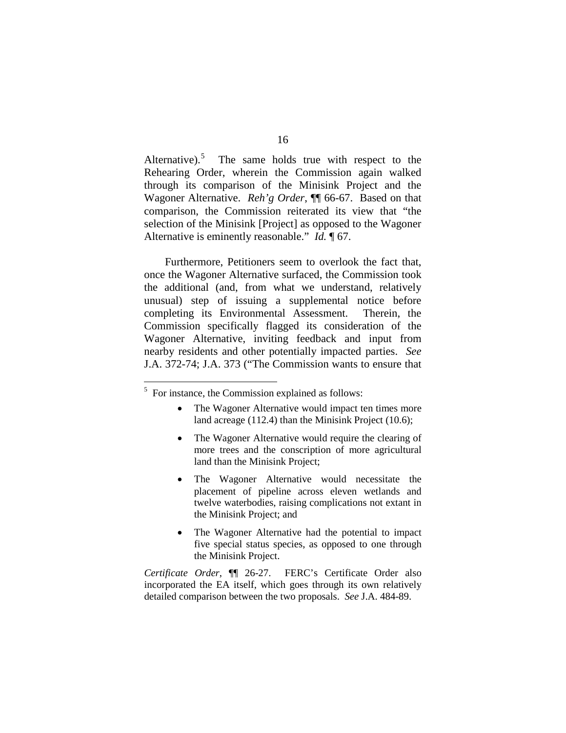Alternative).[5] The same holds true with respect to the Rehearing Order, wherein the Commission again walked through its comparison of the Minisink Project and the Wagoner Alternative. *Reh'g Order*, ¶¶ 66-67. Based on that comparison, the Commission reiterated its view that "the selection of the Minisink [Project] as opposed to the Wagoner Alternative is eminently reasonable." *Id.* ¶ 67.

Furthermore, Petitioners seem to overlook the fact that, once the Wagoner Alternative surfaced, the Commission took the additional (and, from what we understand, relatively unusual) step of issuing a supplemental notice before completing its Environmental Assessment. Therein, the Commission specifically flagged its consideration of the Wagoner Alternative, inviting feedback and input from nearby residents and other potentially impacted parties. *See* J.A. 372-74; J.A. 373 ("The Commission wants to ensure that

---

[5] For instance, the Commission explained as follows:

- The Wagoner Alternative would impact ten times more land acreage (112.4) than the Minisink Project (10.6);
- The Wagoner Alternative would require the clearing of more trees and the conscription of more agricultural land than the Minisink Project;
- The Wagoner Alternative would necessitate the placement of pipeline across eleven wetlands and twelve waterbodies, raising complications not extant in the Minisink Project; and
- The Wagoner Alternative had the potential to impact five special status species, as opposed to one through the Minisink Project.

*Certificate Order*, ¶¶ 26-27. FERC's Certificate Order also incorporated the EA itself, which goes through its own relatively detailed comparison between the two proposals. *See* J.A. 484-89.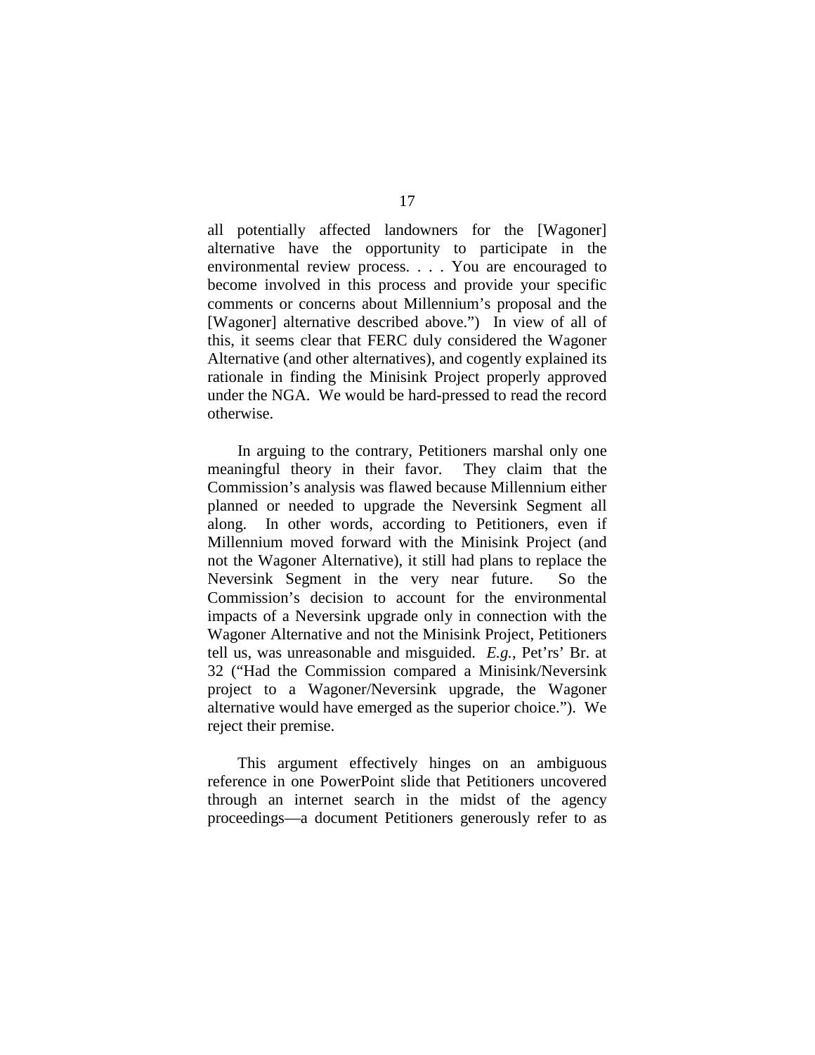all potentially affected landowners for the [Wagoner] alternative have the opportunity to participate in the environmental review process. . . . You are encouraged to become involved in this process and provide your specific comments or concerns about Millennium's proposal and the [Wagoner] alternative described above.") In view of all of this, it seems clear that FERC duly considered the Wagoner Alternative (and other alternatives), and cogently explained its rationale in finding the Minisink Project properly approved under the NGA. We would be hard-pressed to read the record otherwise.

In arguing to the contrary, Petitioners marshal only one meaningful theory in their favor. They claim that the Commission's analysis was flawed because Millennium either planned or needed to upgrade the Neversink Segment all along. In other words, according to Petitioners, even if Millennium moved forward with the Minisink Project (and not the Wagoner Alternative), it still had plans to replace the Neversink Segment in the very near future. So the Commission's decision to account for the environmental impacts of a Neversink upgrade only in connection with the Wagoner Alternative and not the Minisink Project, Petitioners tell us, was unreasonable and misguided. *E.g.*, Pet'rs' Br. at 32 ("Had the Commission compared a Minisink/Neversink project to a Wagoner/Neversink upgrade, the Wagoner alternative would have emerged as the superior choice."). We reject their premise.

This argument effectively hinges on an ambiguous reference in one PowerPoint slide that Petitioners uncovered through an internet search in the midst of the agency proceedings—a document Petitioners generously refer to as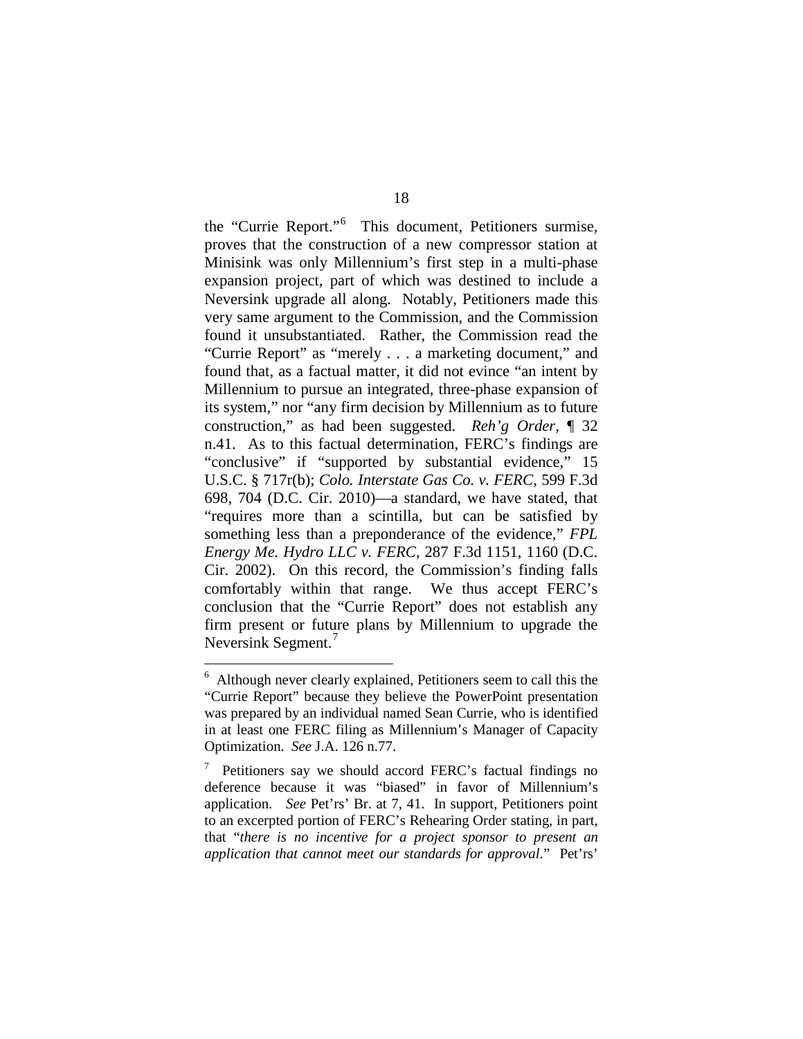the "Currie Report."[6] This document, Petitioners surmise, proves that the construction of a new compressor station at Minisink was only Millennium's first step in a multi-phase expansion project, part of which was destined to include a Neversink upgrade all along. Notably, Petitioners made this very same argument to the Commission, and the Commission found it unsubstantiated. Rather, the Commission read the "Currie Report" as "merely . . . a marketing document," and found that, as a factual matter, it did not evince "an intent by Millennium to pursue an integrated, three-phase expansion of its system," nor "any firm decision by Millennium as to future construction," as had been suggested. *Reh'g Order*, ¶ 32 n.41. As to this factual determination, FERC's findings are "conclusive" if "supported by substantial evidence," 15 U.S.C. § 717r(b); *Colo. Interstate Gas Co. v. FERC*, 599 F.3d 698, 704 (D.C. Cir. 2010)—a standard, we have stated, that "requires more than a scintilla, but can be satisfied by something less than a preponderance of the evidence," *FPL Energy Me. Hydro LLC v. FERC*, 287 F.3d 1151, 1160 (D.C. Cir. 2002). On this record, the Commission's finding falls comfortably within that range. We thus accept FERC's conclusion that the "Currie Report" does not establish any firm present or future plans by Millennium to upgrade the Neversink Segment.[7]

---

[6] Although never clearly explained, Petitioners seem to call this the "Currie Report" because they believe the PowerPoint presentation was prepared by an individual named Sean Currie, who is identified in at least one FERC filing as Millennium's Manager of Capacity Optimization. *See* J.A. 126 n.77.

[7] Petitioners say we should accord FERC's factual findings no deference because it was "biased" in favor of Millennium's application. *See* Pet'rs' Br. at 7, 41. In support, Petitioners point to an excerpted portion of FERC's Rehearing Order stating, in part, that "*there is no incentive for a project sponsor to present an application that cannot meet our standards for approval*." Pet'rs'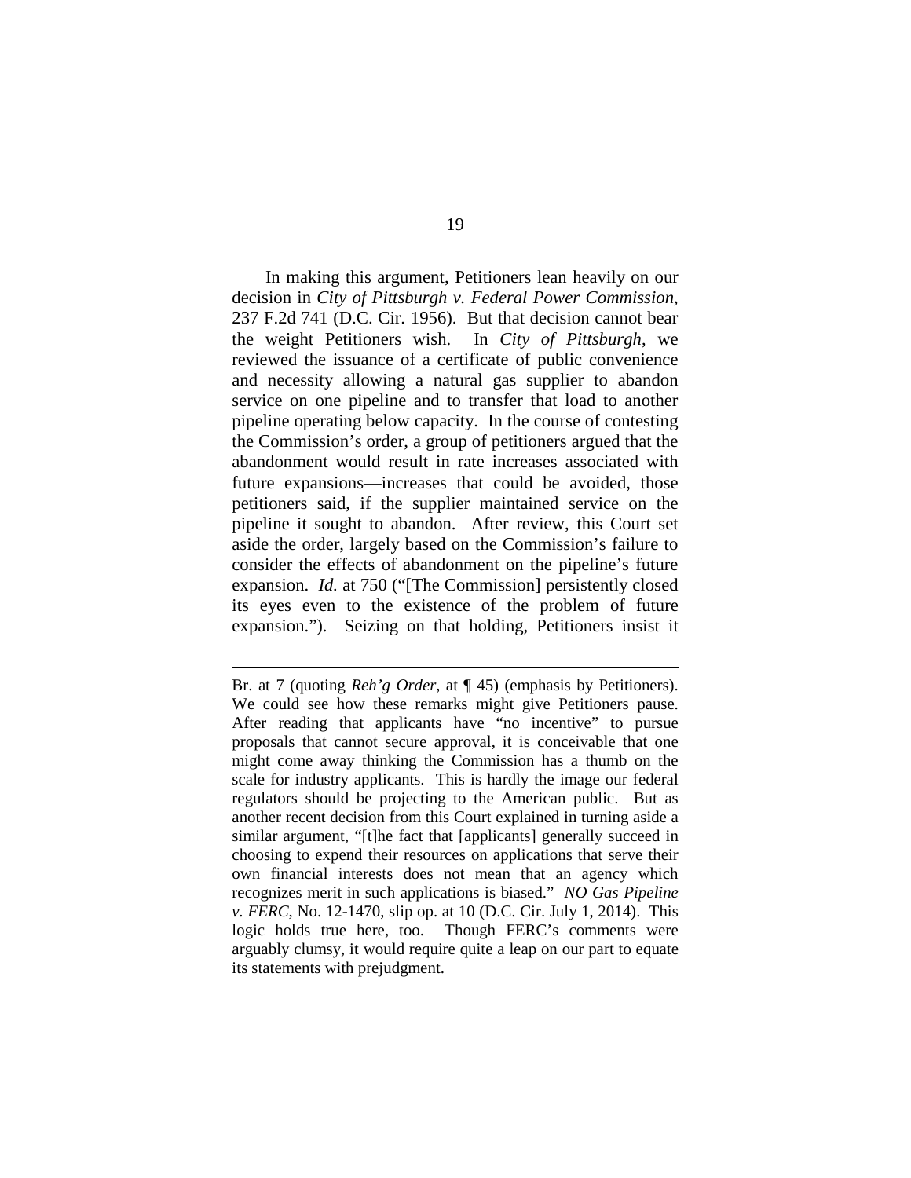In making this argument, Petitioners lean heavily on our decision in *City of Pittsburgh v. Federal Power Commission*, 237 F.2d 741 (D.C. Cir. 1956). But that decision cannot bear the weight Petitioners wish. In *City of Pittsburgh*, we reviewed the issuance of a certificate of public convenience and necessity allowing a natural gas supplier to abandon service on one pipeline and to transfer that load to another pipeline operating below capacity. In the course of contesting the Commission's order, a group of petitioners argued that the abandonment would result in rate increases associated with future expansions—increases that could be avoided, those petitioners said, if the supplier maintained service on the pipeline it sought to abandon. After review, this Court set aside the order, largely based on the Commission's failure to consider the effects of abandonment on the pipeline's future expansion. *Id.* at 750 ("[The Commission] persistently closed its eyes even to the existence of the problem of future expansion."). Seizing on that holding, Petitioners insist it

---

Br. at 7 (quoting *Reh'g Order*, at ¶ 45) (emphasis by Petitioners). We could see how these remarks might give Petitioners pause. After reading that applicants have "no incentive" to pursue proposals that cannot secure approval, it is conceivable that one might come away thinking the Commission has a thumb on the scale for industry applicants. This is hardly the image our federal regulators should be projecting to the American public. But as another recent decision from this Court explained in turning aside a similar argument, "[t]he fact that [applicants] generally succeed in choosing to expend their resources on applications that serve their own financial interests does not mean that an agency which recognizes merit in such applications is biased." *NO Gas Pipeline v. FERC*, No. 12-1470, slip op. at 10 (D.C. Cir. July 1, 2014). This logic holds true here, too. Though FERC's comments were arguably clumsy, it would require quite a leap on our part to equate its statements with prejudgment.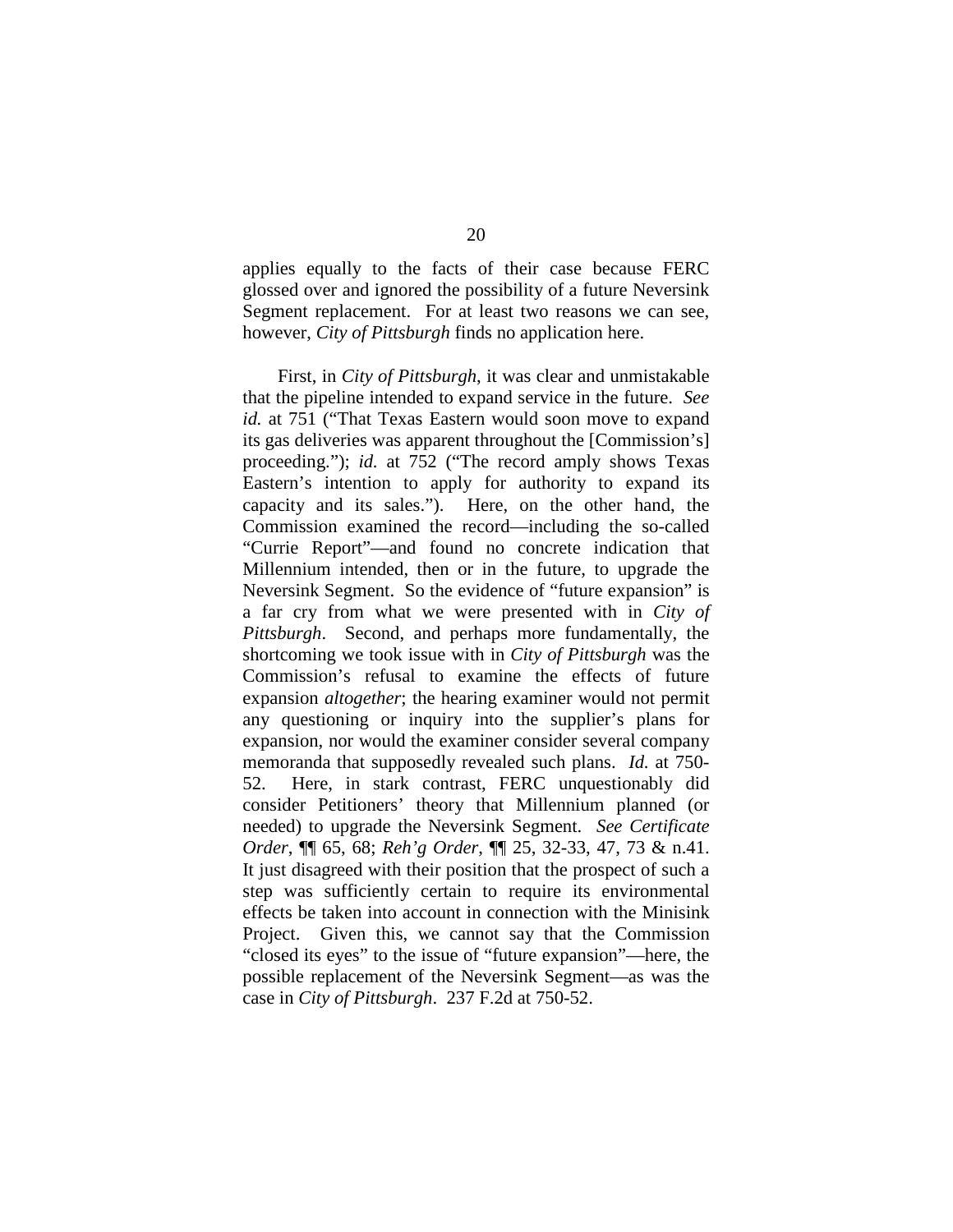applies equally to the facts of their case because FERC glossed over and ignored the possibility of a future Neversink Segment replacement. For at least two reasons we can see, however, *City of Pittsburgh* finds no application here.

First, in *City of Pittsburgh*, it was clear and unmistakable that the pipeline intended to expand service in the future. *See id.* at 751 ("That Texas Eastern would soon move to expand its gas deliveries was apparent throughout the [Commission's] proceeding."); *id.* at 752 ("The record amply shows Texas Eastern's intention to apply for authority to expand its capacity and its sales."). Here, on the other hand, the Commission examined the record—including the so-called "Currie Report"—and found no concrete indication that Millennium intended, then or in the future, to upgrade the Neversink Segment. So the evidence of "future expansion" is a far cry from what we were presented with in *City of Pittsburgh*. Second, and perhaps more fundamentally, the shortcoming we took issue with in *City of Pittsburgh* was the Commission's refusal to examine the effects of future expansion *altogether*; the hearing examiner would not permit any questioning or inquiry into the supplier's plans for expansion, nor would the examiner consider several company memoranda that supposedly revealed such plans. *Id.* at 750-52. Here, in stark contrast, FERC unquestionably did consider Petitioners' theory that Millennium planned (or needed) to upgrade the Neversink Segment. *See Certificate Order*, ¶¶ 65, 68; *Reh'g Order*, ¶¶ 25, 32-33, 47, 73 & n.41. It just disagreed with their position that the prospect of such a step was sufficiently certain to require its environmental effects be taken into account in connection with the Minisink Project. Given this, we cannot say that the Commission "closed its eyes" to the issue of "future expansion"—here, the possible replacement of the Neversink Segment—as was the case in *City of Pittsburgh*. 237 F.2d at 750-52.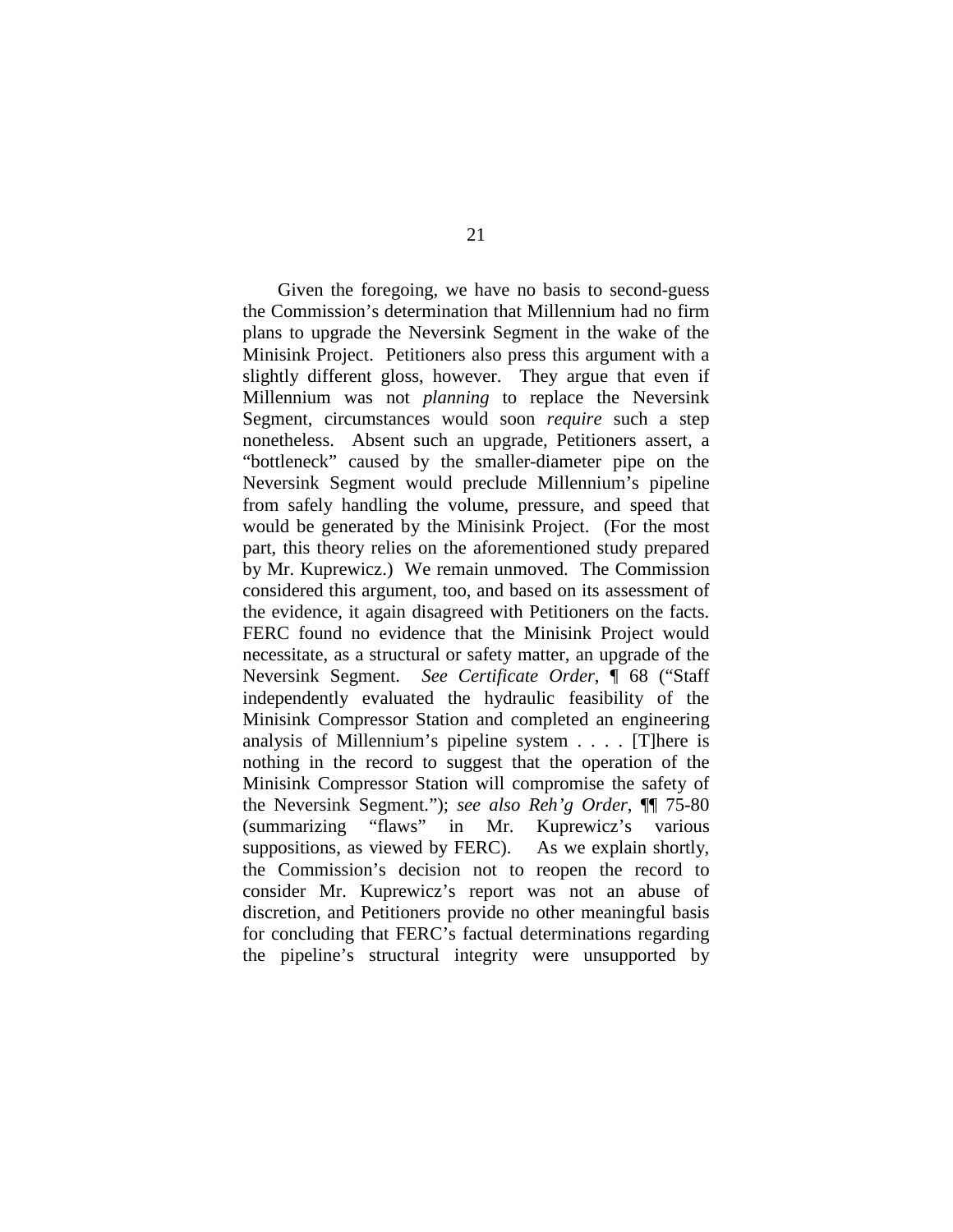Given the foregoing, we have no basis to second-guess the Commission's determination that Millennium had no firm plans to upgrade the Neversink Segment in the wake of the Minisink Project. Petitioners also press this argument with a slightly different gloss, however. They argue that even if Millennium was not *planning* to replace the Neversink Segment, circumstances would soon *require* such a step nonetheless. Absent such an upgrade, Petitioners assert, a "bottleneck" caused by the smaller-diameter pipe on the Neversink Segment would preclude Millennium's pipeline from safely handling the volume, pressure, and speed that would be generated by the Minisink Project. (For the most part, this theory relies on the aforementioned study prepared by Mr. Kuprewicz.) We remain unmoved. The Commission considered this argument, too, and based on its assessment of the evidence, it again disagreed with Petitioners on the facts. FERC found no evidence that the Minisink Project would necessitate, as a structural or safety matter, an upgrade of the Neversink Segment. *See Certificate Order*, ¶ 68 ("Staff independently evaluated the hydraulic feasibility of the Minisink Compressor Station and completed an engineering analysis of Millennium's pipeline system . . . . [T]here is nothing in the record to suggest that the operation of the Minisink Compressor Station will compromise the safety of the Neversink Segment."); *see also Reh'g Order*, ¶¶ 75-80 (summarizing "flaws" in Mr. Kuprewicz's various suppositions, as viewed by FERC). As we explain shortly, the Commission's decision not to reopen the record to consider Mr. Kuprewicz's report was not an abuse of discretion, and Petitioners provide no other meaningful basis for concluding that FERC's factual determinations regarding the pipeline's structural integrity were unsupported by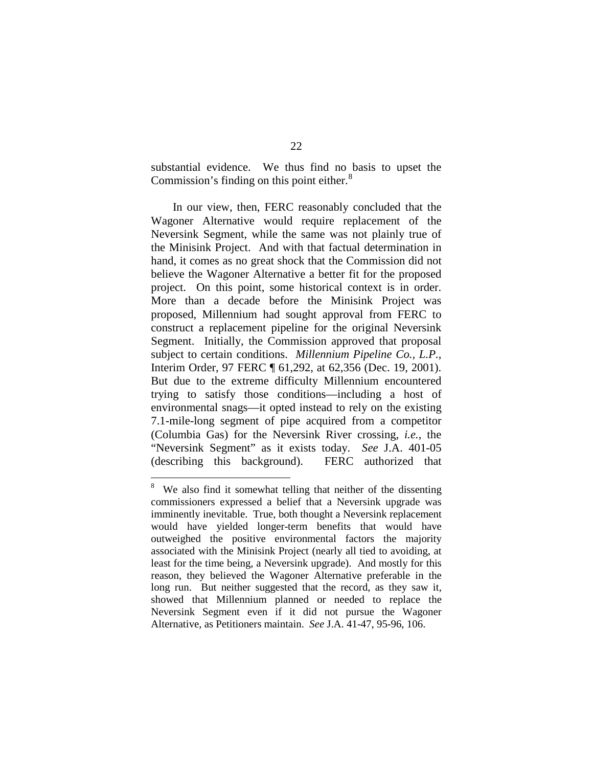substantial evidence. We thus find no basis to upset the Commission's finding on this point either.[8]

In our view, then, FERC reasonably concluded that the Wagoner Alternative would require replacement of the Neversink Segment, while the same was not plainly true of the Minisink Project. And with that factual determination in hand, it comes as no great shock that the Commission did not believe the Wagoner Alternative a better fit for the proposed project. On this point, some historical context is in order. More than a decade before the Minisink Project was proposed, Millennium had sought approval from FERC to construct a replacement pipeline for the original Neversink Segment. Initially, the Commission approved that proposal subject to certain conditions. *Millennium Pipeline Co., L.P.*, Interim Order, 97 FERC ¶ 61,292, at 62,356 (Dec. 19, 2001). But due to the extreme difficulty Millennium encountered trying to satisfy those conditions—including a host of environmental snags—it opted instead to rely on the existing 7.1-mile-long segment of pipe acquired from a competitor (Columbia Gas) for the Neversink River crossing, *i.e.*, the "Neversink Segment" as it exists today. *See* J.A. 401-05 (describing this background). FERC authorized that

---

[8] We also find it somewhat telling that neither of the dissenting commissioners expressed a belief that a Neversink upgrade was imminently inevitable. True, both thought a Neversink replacement would have yielded longer-term benefits that would have outweighed the positive environmental factors the majority associated with the Minisink Project (nearly all tied to avoiding, at least for the time being, a Neversink upgrade). And mostly for this reason, they believed the Wagoner Alternative preferable in the long run. But neither suggested that the record, as they saw it, showed that Millennium planned or needed to replace the Neversink Segment even if it did not pursue the Wagoner Alternative, as Petitioners maintain. *See* J.A. 41-47, 95-96, 106.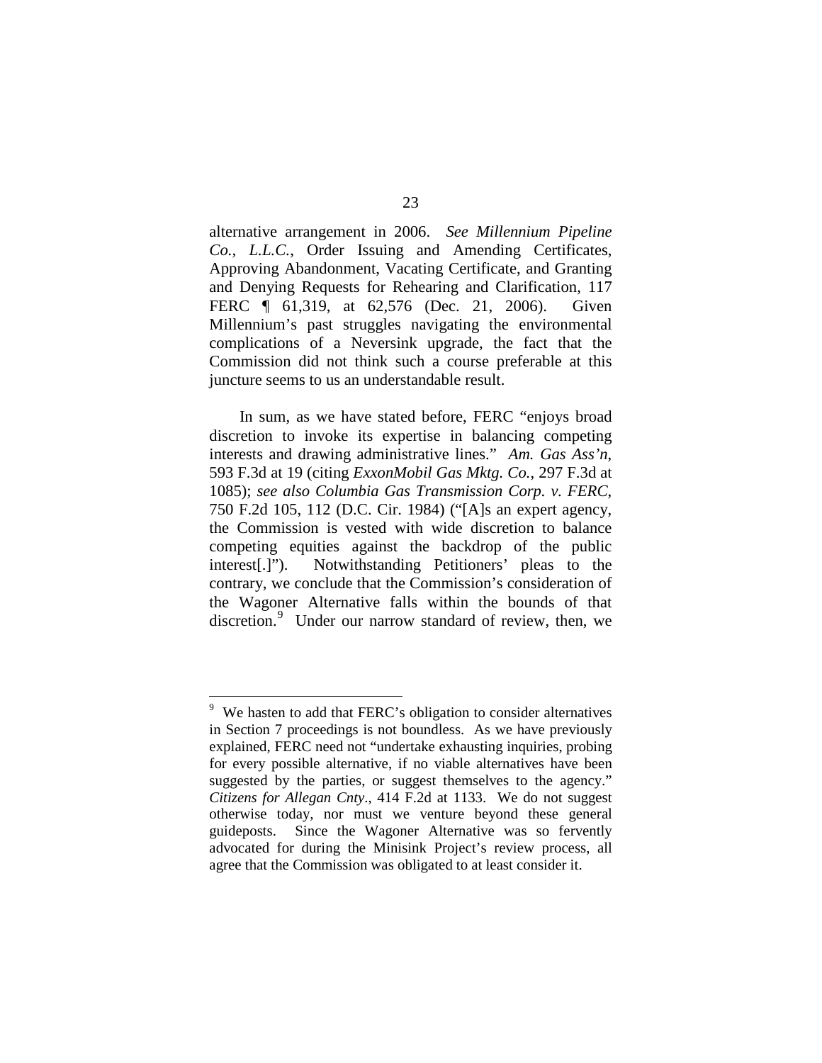alternative arrangement in 2006. *See Millennium Pipeline Co., L.L.C.*, Order Issuing and Amending Certificates, Approving Abandonment, Vacating Certificate, and Granting and Denying Requests for Rehearing and Clarification, 117 FERC ¶ 61,319, at 62,576 (Dec. 21, 2006). Given Millennium's past struggles navigating the environmental complications of a Neversink upgrade, the fact that the Commission did not think such a course preferable at this juncture seems to us an understandable result.

In sum, as we have stated before, FERC "enjoys broad discretion to invoke its expertise in balancing competing interests and drawing administrative lines." *Am. Gas Ass'n*, 593 F.3d at 19 (citing *ExxonMobil Gas Mktg. Co.*, 297 F.3d at 1085); *see also Columbia Gas Transmission Corp. v. FERC*, 750 F.2d 105, 112 (D.C. Cir. 1984) ("[A]s an expert agency, the Commission is vested with wide discretion to balance competing equities against the backdrop of the public interest[.]"). Notwithstanding Petitioners' pleas to the contrary, we conclude that the Commission's consideration of the Wagoner Alternative falls within the bounds of that discretion.[9] Under our narrow standard of review, then, we

---

[9] We hasten to add that FERC's obligation to consider alternatives in Section 7 proceedings is not boundless. As we have previously explained, FERC need not "undertake exhausting inquiries, probing for every possible alternative, if no viable alternatives have been suggested by the parties, or suggest themselves to the agency." *Citizens for Allegan Cnty*., 414 F.2d at 1133. We do not suggest otherwise today, nor must we venture beyond these general guideposts. Since the Wagoner Alternative was so fervently advocated for during the Minisink Project's review process, all agree that the Commission was obligated to at least consider it.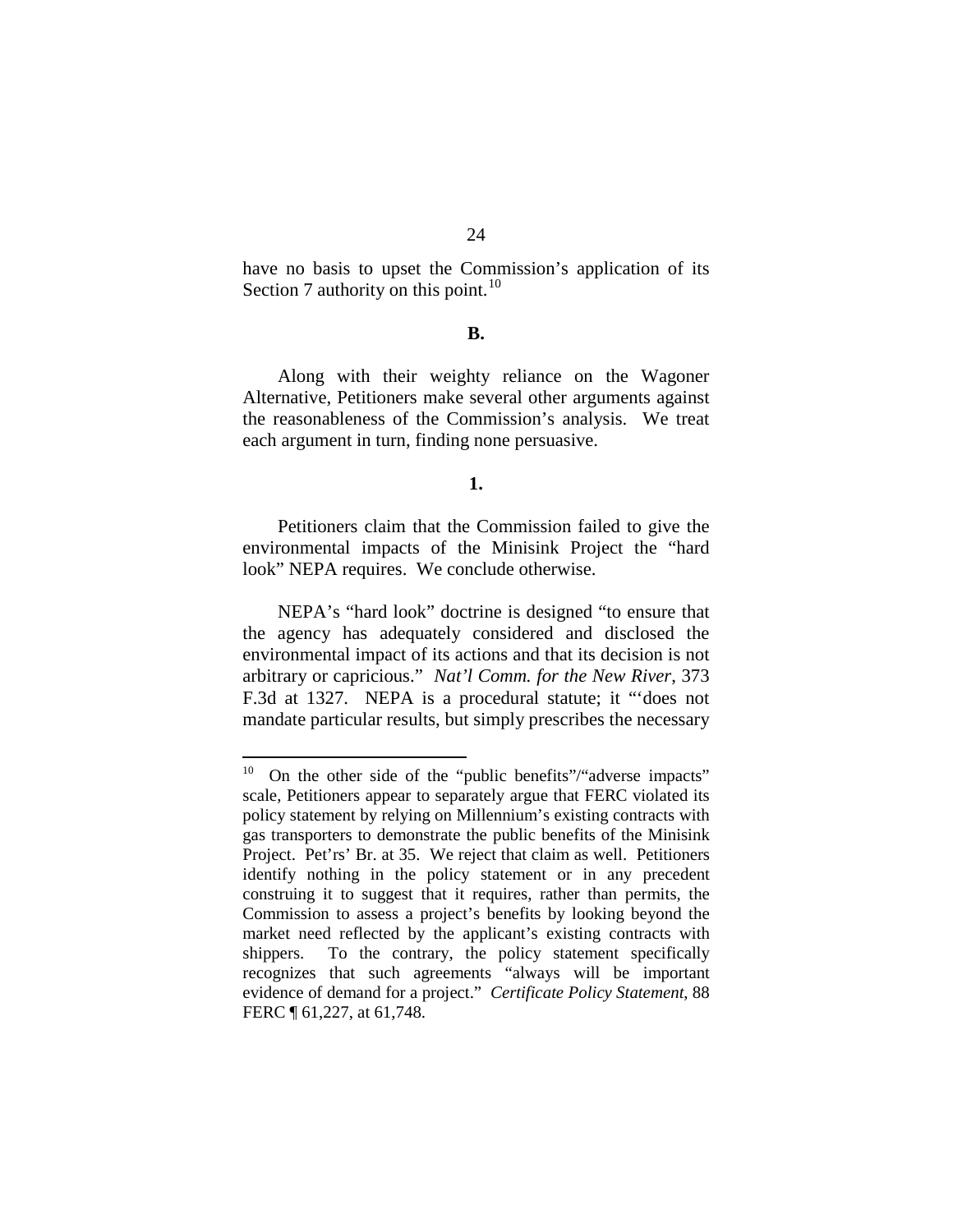have no basis to upset the Commission's application of its Section 7 authority on this point.[10]

**B.**

Along with their weighty reliance on the Wagoner Alternative, Petitioners make several other arguments against the reasonableness of the Commission's analysis. We treat each argument in turn, finding none persuasive.

**1.**

Petitioners claim that the Commission failed to give the environmental impacts of the Minisink Project the "hard look" NEPA requires. We conclude otherwise.

NEPA's "hard look" doctrine is designed "to ensure that the agency has adequately considered and disclosed the environmental impact of its actions and that its decision is not arbitrary or capricious." *Nat'l Comm. for the New River*, 373 F.3d at 1327. NEPA is a procedural statute; it "'does not mandate particular results, but simply prescribes the necessary

---

[10] On the other side of the "public benefits"/"adverse impacts" scale, Petitioners appear to separately argue that FERC violated its policy statement by relying on Millennium's existing contracts with gas transporters to demonstrate the public benefits of the Minisink Project. Pet'rs' Br. at 35. We reject that claim as well. Petitioners identify nothing in the policy statement or in any precedent construing it to suggest that it requires, rather than permits, the Commission to assess a project's benefits by looking beyond the market need reflected by the applicant's existing contracts with shippers. To the contrary, the policy statement specifically recognizes that such agreements "always will be important evidence of demand for a project." *Certificate Policy Statement*, 88 FERC ¶ 61,227, at 61,748.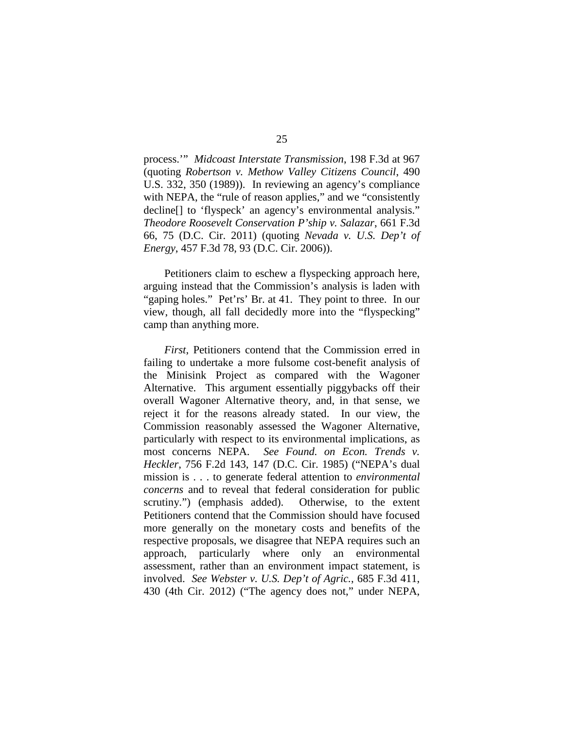process.'" *Midcoast Interstate Transmission*, 198 F.3d at 967 (quoting *Robertson v. Methow Valley Citizens Council*, 490 U.S. 332, 350 (1989)). In reviewing an agency's compliance with NEPA, the "rule of reason applies," and we "consistently decline[] to 'flyspeck' an agency's environmental analysis." *Theodore Roosevelt Conservation P'ship v. Salazar*, 661 F.3d 66, 75 (D.C. Cir. 2011) (quoting *Nevada v. U.S. Dep't of Energy*, 457 F.3d 78, 93 (D.C. Cir. 2006)).

Petitioners claim to eschew a flyspecking approach here, arguing instead that the Commission's analysis is laden with "gaping holes." Pet'rs' Br. at 41. They point to three. In our view, though, all fall decidedly more into the "flyspecking" camp than anything more.

*First*, Petitioners contend that the Commission erred in failing to undertake a more fulsome cost-benefit analysis of the Minisink Project as compared with the Wagoner Alternative. This argument essentially piggybacks off their overall Wagoner Alternative theory, and, in that sense, we reject it for the reasons already stated. In our view, the Commission reasonably assessed the Wagoner Alternative, particularly with respect to its environmental implications, as most concerns NEPA. *See Found. on Econ. Trends v. Heckler*, 756 F.2d 143, 147 (D.C. Cir. 1985) ("NEPA's dual mission is . . . to generate federal attention to *environmental concerns* and to reveal that federal consideration for public scrutiny.") (emphasis added). Otherwise, to the extent Petitioners contend that the Commission should have focused more generally on the monetary costs and benefits of the respective proposals, we disagree that NEPA requires such an approach, particularly where only an environmental assessment, rather than an environment impact statement, is involved. *See Webster v. U.S. Dep't of Agric.*, 685 F.3d 411, 430 (4th Cir. 2012) ("The agency does not," under NEPA,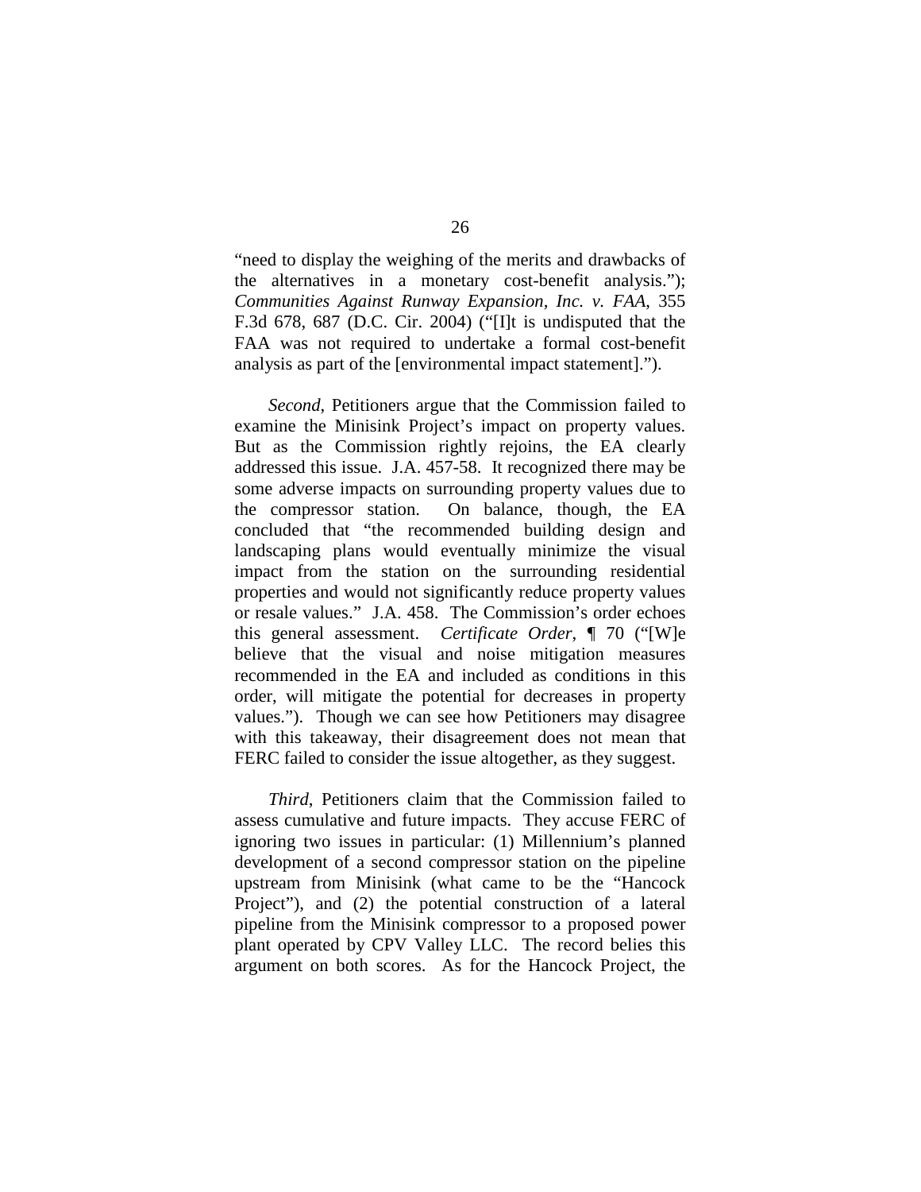"need to display the weighing of the merits and drawbacks of the alternatives in a monetary cost-benefit analysis."); *Communities Against Runway Expansion, Inc. v. FAA*, 355 F.3d 678, 687 (D.C. Cir. 2004) ("[I]t is undisputed that the FAA was not required to undertake a formal cost-benefit analysis as part of the [environmental impact statement].").

*Second*, Petitioners argue that the Commission failed to examine the Minisink Project's impact on property values. But as the Commission rightly rejoins, the EA clearly addressed this issue. J.A. 457-58. It recognized there may be some adverse impacts on surrounding property values due to the compressor station. On balance, though, the EA concluded that "the recommended building design and landscaping plans would eventually minimize the visual impact from the station on the surrounding residential properties and would not significantly reduce property values or resale values." J.A. 458. The Commission's order echoes this general assessment. *Certificate Order*, ¶ 70 ("[W]e believe that the visual and noise mitigation measures recommended in the EA and included as conditions in this order, will mitigate the potential for decreases in property values."). Though we can see how Petitioners may disagree with this takeaway, their disagreement does not mean that FERC failed to consider the issue altogether, as they suggest.

*Third*, Petitioners claim that the Commission failed to assess cumulative and future impacts. They accuse FERC of ignoring two issues in particular: (1) Millennium's planned development of a second compressor station on the pipeline upstream from Minisink (what came to be the "Hancock Project"), and (2) the potential construction of a lateral pipeline from the Minisink compressor to a proposed power plant operated by CPV Valley LLC. The record belies this argument on both scores. As for the Hancock Project, the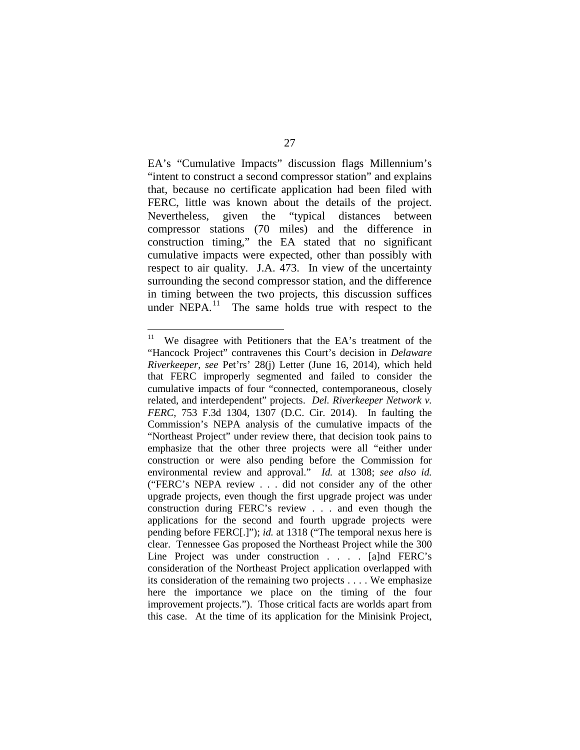EA's "Cumulative Impacts" discussion flags Millennium's "intent to construct a second compressor station" and explains that, because no certificate application had been filed with FERC, little was known about the details of the project. Nevertheless, given the "typical distances between compressor stations (70 miles) and the difference in construction timing," the EA stated that no significant cumulative impacts were expected, other than possibly with respect to air quality. J.A. 473. In view of the uncertainty surrounding the second compressor station, and the difference in timing between the two projects, this discussion suffices under NEPA.[11] The same holds true with respect to the

---

[11] We disagree with Petitioners that the EA's treatment of the "Hancock Project" contravenes this Court's decision in *Delaware Riverkeeper*, *see* Pet'rs' 28(j) Letter (June 16, 2014), which held that FERC improperly segmented and failed to consider the cumulative impacts of four "connected, contemporaneous, closely related, and interdependent" projects. *Del. Riverkeeper Network v. FERC*, 753 F.3d 1304, 1307 (D.C. Cir. 2014). In faulting the Commission's NEPA analysis of the cumulative impacts of the "Northeast Project" under review there, that decision took pains to emphasize that the other three projects were all "either under construction or were also pending before the Commission for environmental review and approval." *Id.* at 1308; *see also id.* ("FERC's NEPA review . . . did not consider any of the other upgrade projects, even though the first upgrade project was under construction during FERC's review . . . and even though the applications for the second and fourth upgrade projects were pending before FERC[.]"); *id.* at 1318 ("The temporal nexus here is clear. Tennessee Gas proposed the Northeast Project while the 300 Line Project was under construction . . . . [a]nd FERC's consideration of the Northeast Project application overlapped with its consideration of the remaining two projects . . . . We emphasize here the importance we place on the timing of the four improvement projects."). Those critical facts are worlds apart from this case. At the time of its application for the Minisink Project,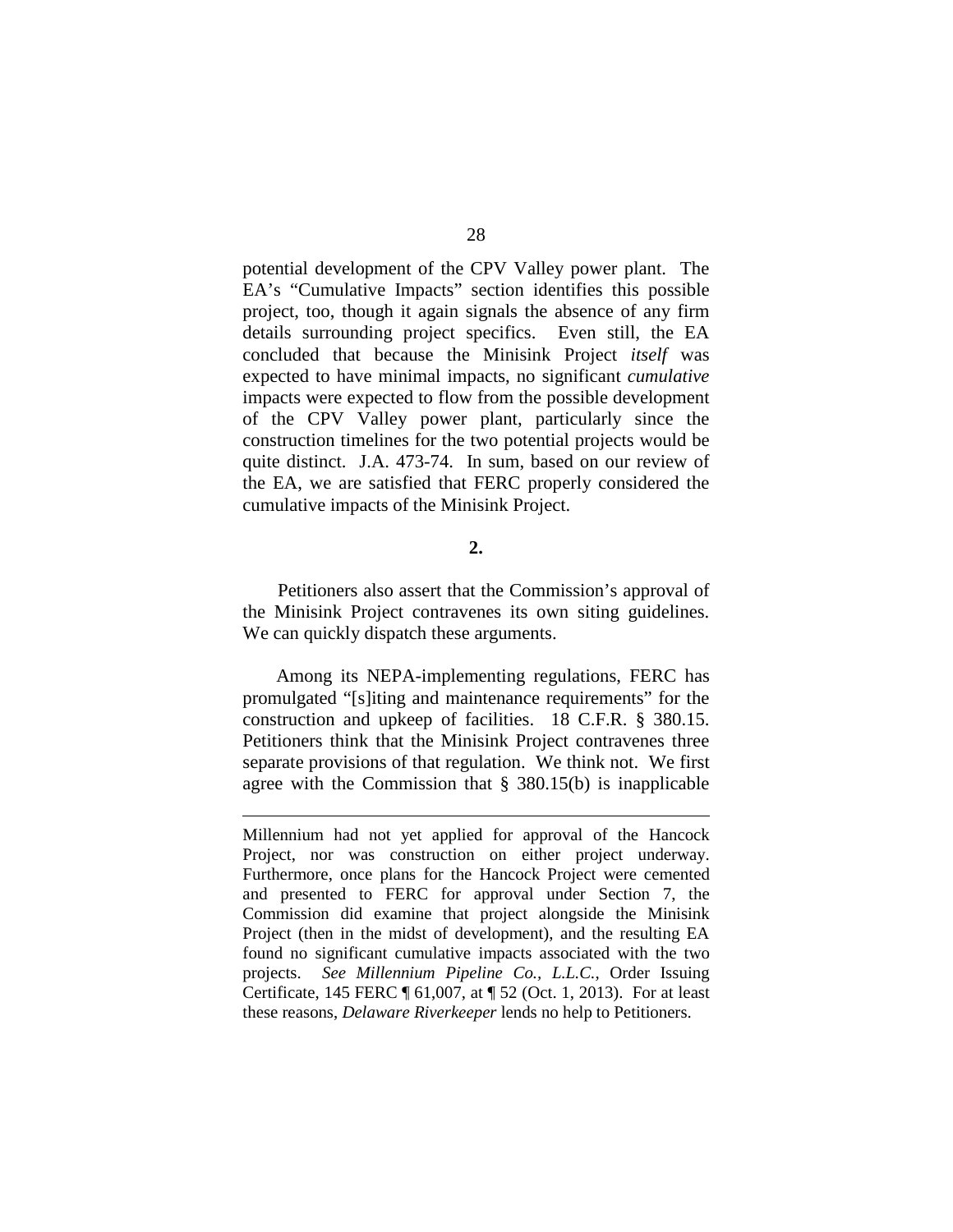potential development of the CPV Valley power plant. The EA's "Cumulative Impacts" section identifies this possible project, too, though it again signals the absence of any firm details surrounding project specifics. Even still, the EA concluded that because the Minisink Project *itself* was expected to have minimal impacts, no significant *cumulative* impacts were expected to flow from the possible development of the CPV Valley power plant, particularly since the construction timelines for the two potential projects would be quite distinct. J.A. 473-74. In sum, based on our review of the EA, we are satisfied that FERC properly considered the cumulative impacts of the Minisink Project.

**2.**

Petitioners also assert that the Commission's approval of the Minisink Project contravenes its own siting guidelines. We can quickly dispatch these arguments.

Among its NEPA-implementing regulations, FERC has promulgated "[s]iting and maintenance requirements" for the construction and upkeep of facilities. 18 C.F.R. § 380.15. Petitioners think that the Minisink Project contravenes three separate provisions of that regulation. We think not. We first agree with the Commission that § 380.15(b) is inapplicable

---

Millennium had not yet applied for approval of the Hancock Project, nor was construction on either project underway. Furthermore, once plans for the Hancock Project were cemented and presented to FERC for approval under Section 7, the Commission did examine that project alongside the Minisink Project (then in the midst of development), and the resulting EA found no significant cumulative impacts associated with the two projects. *See Millennium Pipeline Co., L.L.C.*, Order Issuing Certificate, 145 FERC ¶ 61,007, at ¶ 52 (Oct. 1, 2013). For at least these reasons, *Delaware Riverkeeper* lends no help to Petitioners.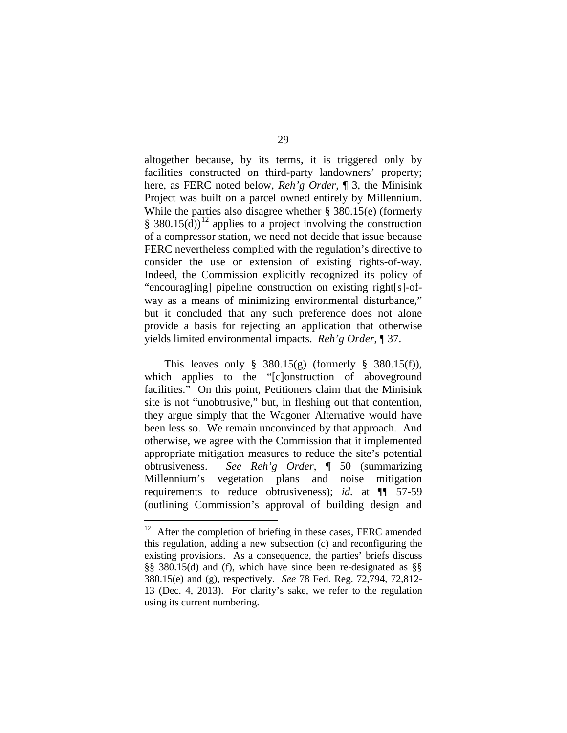altogether because, by its terms, it is triggered only by facilities constructed on third-party landowners' property; here, as FERC noted below, *Reh'g Order*, ¶ 3, the Minisink Project was built on a parcel owned entirely by Millennium. While the parties also disagree whether § 380.15(e) (formerly § 380.15(d))[12] applies to a project involving the construction of a compressor station, we need not decide that issue because FERC nevertheless complied with the regulation's directive to consider the use or extension of existing rights-of-way. Indeed, the Commission explicitly recognized its policy of "encourag[ing] pipeline construction on existing right[s]-of-way as a means of minimizing environmental disturbance," but it concluded that any such preference does not alone provide a basis for rejecting an application that otherwise yields limited environmental impacts. *Reh'g Order*, ¶ 37.

This leaves only § 380.15(g) (formerly § 380.15(f)), which applies to the "[c]onstruction of aboveground facilities." On this point, Petitioners claim that the Minisink site is not "unobtrusive," but, in fleshing out that contention, they argue simply that the Wagoner Alternative would have been less so. We remain unconvinced by that approach. And otherwise, we agree with the Commission that it implemented appropriate mitigation measures to reduce the site's potential obtrusiveness. *See Reh'g Order*, ¶ 50 (summarizing Millennium's vegetation plans and noise mitigation requirements to reduce obtrusiveness); *id.* at ¶¶ 57-59 (outlining Commission's approval of building design and

---

[12] After the completion of briefing in these cases, FERC amended this regulation, adding a new subsection (c) and reconfiguring the existing provisions. As a consequence, the parties' briefs discuss §§ 380.15(d) and (f), which have since been re-designated as §§ 380.15(e) and (g), respectively. *See* 78 Fed. Reg. 72,794, 72,812-13 (Dec. 4, 2013). For clarity's sake, we refer to the regulation using its current numbering.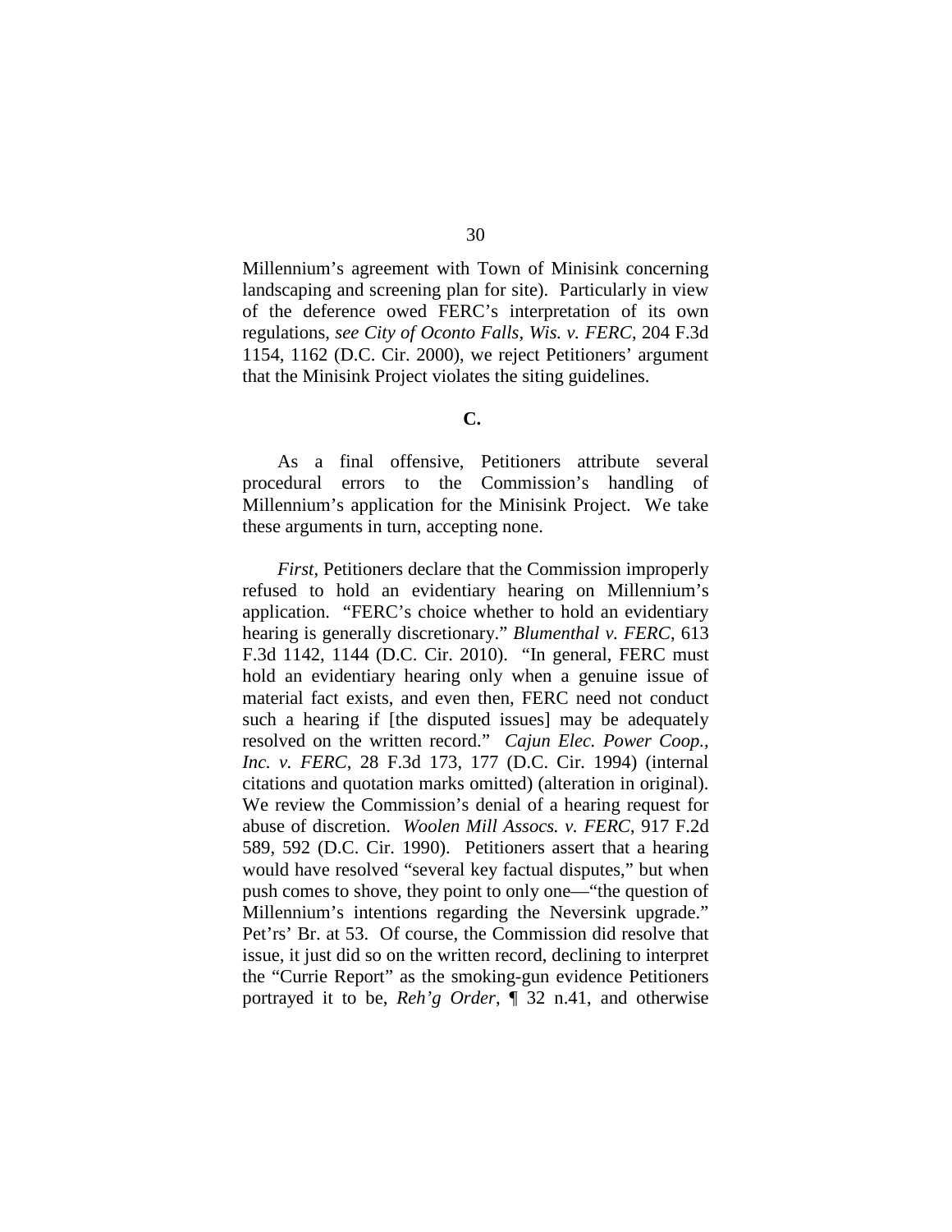Millennium's agreement with Town of Minisink concerning landscaping and screening plan for site). Particularly in view of the deference owed FERC's interpretation of its own regulations, *see City of Oconto Falls, Wis. v. FERC*, 204 F.3d 1154, 1162 (D.C. Cir. 2000), we reject Petitioners' argument that the Minisink Project violates the siting guidelines.

**C.**

As a final offensive, Petitioners attribute several procedural errors to the Commission's handling of Millennium's application for the Minisink Project. We take these arguments in turn, accepting none.

*First*, Petitioners declare that the Commission improperly refused to hold an evidentiary hearing on Millennium's application. "FERC's choice whether to hold an evidentiary hearing is generally discretionary." *Blumenthal v. FERC*, 613 F.3d 1142, 1144 (D.C. Cir. 2010). "In general, FERC must hold an evidentiary hearing only when a genuine issue of material fact exists, and even then, FERC need not conduct such a hearing if [the disputed issues] may be adequately resolved on the written record." *Cajun Elec. Power Coop., Inc. v. FERC*, 28 F.3d 173, 177 (D.C. Cir. 1994) (internal citations and quotation marks omitted) (alteration in original). We review the Commission's denial of a hearing request for abuse of discretion. *Woolen Mill Assocs. v. FERC*, 917 F.2d 589, 592 (D.C. Cir. 1990). Petitioners assert that a hearing would have resolved "several key factual disputes," but when push comes to shove, they point to only one—"the question of Millennium's intentions regarding the Neversink upgrade." Pet'rs' Br. at 53. Of course, the Commission did resolve that issue, it just did so on the written record, declining to interpret the "Currie Report" as the smoking-gun evidence Petitioners portrayed it to be, *Reh'g Order*, ¶ 32 n.41, and otherwise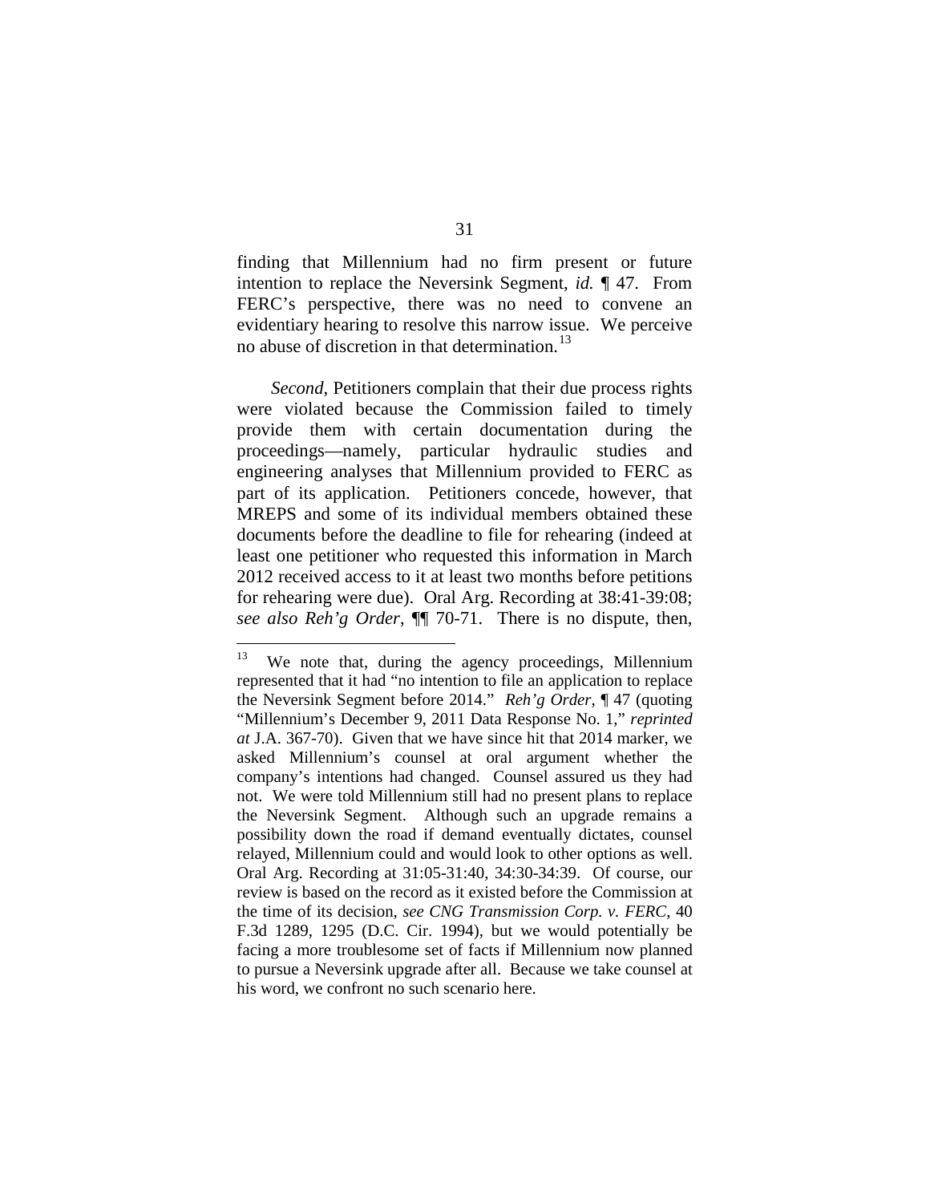finding that Millennium had no firm present or future intention to replace the Neversink Segment, *id.* ¶ 47. From FERC's perspective, there was no need to convene an evidentiary hearing to resolve this narrow issue. We perceive no abuse of discretion in that determination.[13]

*Second*, Petitioners complain that their due process rights were violated because the Commission failed to timely provide them with certain documentation during the proceedings—namely, particular hydraulic studies and engineering analyses that Millennium provided to FERC as part of its application. Petitioners concede, however, that MREPS and some of its individual members obtained these documents before the deadline to file for rehearing (indeed at least one petitioner who requested this information in March 2012 received access to it at least two months before petitions for rehearing were due). Oral Arg. Recording at 38:41-39:08; *see also Reh'g Order*, ¶¶ 70-71. There is no dispute, then,

[13] We note that, during the agency proceedings, Millennium represented that it had "no intention to file an application to replace the Neversink Segment before 2014." *Reh'g Order*, ¶ 47 (quoting "Millennium's December 9, 2011 Data Response No. 1," *reprinted at* J.A. 367-70). Given that we have since hit that 2014 marker, we asked Millennium's counsel at oral argument whether the company's intentions had changed. Counsel assured us they had not. We were told Millennium still had no present plans to replace the Neversink Segment. Although such an upgrade remains a possibility down the road if demand eventually dictates, counsel relayed, Millennium could and would look to other options as well. Oral Arg. Recording at 31:05-31:40, 34:30-34:39. Of course, our review is based on the record as it existed before the Commission at the time of its decision, *see CNG Transmission Corp. v. FERC*, 40 F.3d 1289, 1295 (D.C. Cir. 1994), but we would potentially be facing a more troublesome set of facts if Millennium now planned to pursue a Neversink upgrade after all. Because we take counsel at his word, we confront no such scenario here.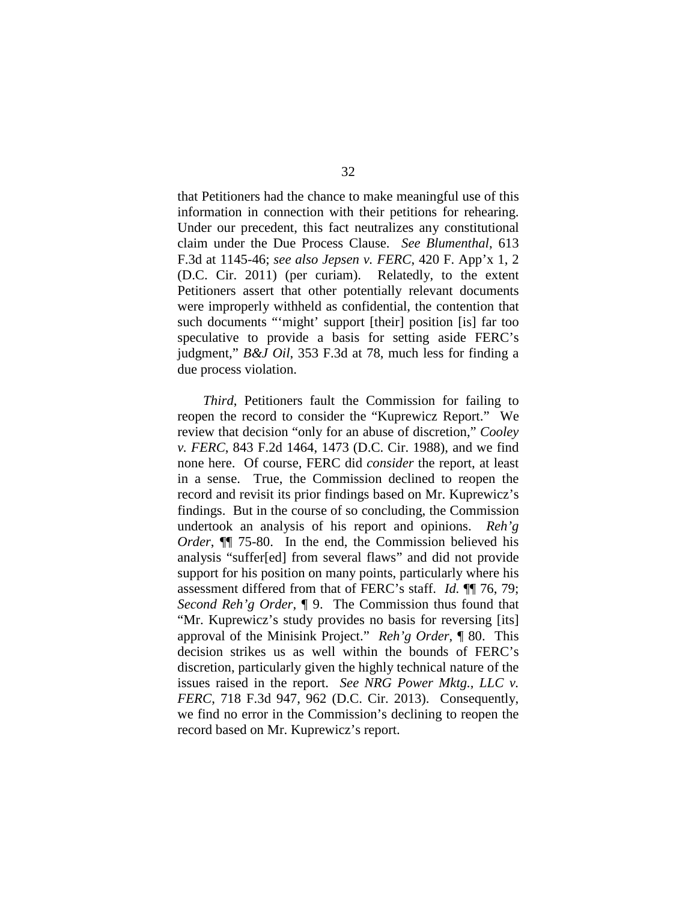that Petitioners had the chance to make meaningful use of this information in connection with their petitions for rehearing. Under our precedent, this fact neutralizes any constitutional claim under the Due Process Clause. *See Blumenthal*, 613 F.3d at 1145-46; *see also Jepsen v. FERC*, 420 F. App'x 1, 2 (D.C. Cir. 2011) (per curiam). Relatedly, to the extent Petitioners assert that other potentially relevant documents were improperly withheld as confidential, the contention that such documents "'might' support [their] position [is] far too speculative to provide a basis for setting aside FERC's judgment," *B&J Oil*, 353 F.3d at 78, much less for finding a due process violation.

*Third*, Petitioners fault the Commission for failing to reopen the record to consider the "Kuprewicz Report." We review that decision "only for an abuse of discretion," *Cooley v. FERC*, 843 F.2d 1464, 1473 (D.C. Cir. 1988), and we find none here. Of course, FERC did *consider* the report, at least in a sense. True, the Commission declined to reopen the record and revisit its prior findings based on Mr. Kuprewicz's findings. But in the course of so concluding, the Commission undertook an analysis of his report and opinions. *Reh'g Order*, ¶¶ 75-80. In the end, the Commission believed his analysis "suffer[ed] from several flaws" and did not provide support for his position on many points, particularly where his assessment differed from that of FERC's staff. *Id.* ¶¶ 76, 79; *Second Reh'g Order*, ¶ 9. The Commission thus found that "Mr. Kuprewicz's study provides no basis for reversing [its] approval of the Minisink Project." *Reh'g Order*, ¶ 80. This decision strikes us as well within the bounds of FERC's discretion, particularly given the highly technical nature of the issues raised in the report. *See NRG Power Mktg., LLC v. FERC*, 718 F.3d 947, 962 (D.C. Cir. 2013). Consequently, we find no error in the Commission's declining to reopen the record based on Mr. Kuprewicz's report.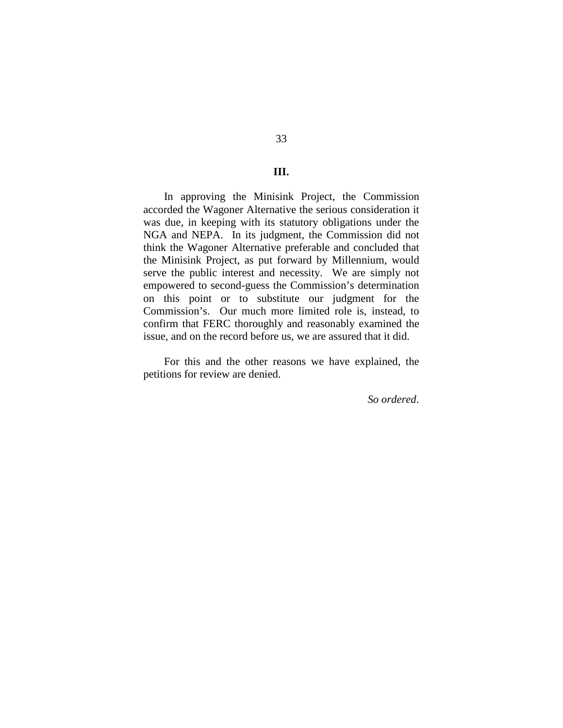## III.

In approving the Minisink Project, the Commission accorded the Wagoner Alternative the serious consideration it was due, in keeping with its statutory obligations under the NGA and NEPA. In its judgment, the Commission did not think the Wagoner Alternative preferable and concluded that the Minisink Project, as put forward by Millennium, would serve the public interest and necessity. We are simply not empowered to second-guess the Commission's determination on this point or to substitute our judgment for the Commission's. Our much more limited role is, instead, to confirm that FERC thoroughly and reasonably examined the issue, and on the record before us, we are assured that it did.

For this and the other reasons we have explained, the petitions for review are denied.

*So ordered.*